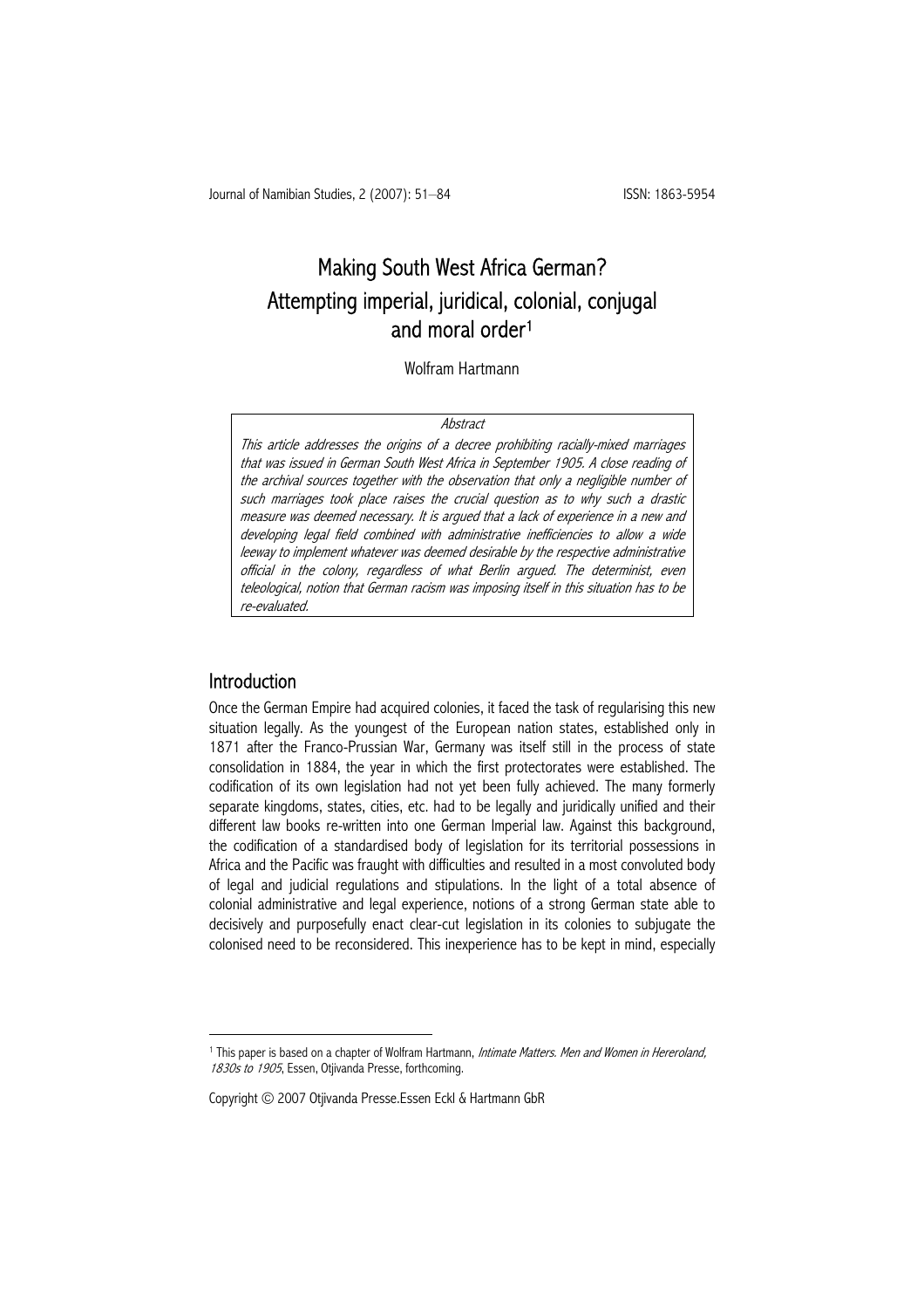# Making South West Africa German? Attempting imperial, juridical, colonial, conjugal and moral order[1]

Wolfram Hartmann

*Abstract*

*This article addresses the origins of a decree prohibiting racially-mixed marriages that was issued in German South West Africa in September 1905. A close reading of the archival sources together with the observation that only a negligible number of such marriages took place raises the crucial question as to why such a drastic measure was deemed necessary. It is argued that a lack of experience in a new and developing legal field combined with administrative inefficiencies to allow a wide leeway to implement whatever was deemed desirable by the respective administrative official in the colony, regardless of what Berlin argued. The determinist, even teleological, notion that German racism was imposing itself in this situation has to be re-evaluated.*

## Introduction

Once the German Empire had acquired colonies, it faced the task of regularising this new situation legally. As the youngest of the European nation states, established only in 1871 after the Franco-Prussian War, Germany was itself still in the process of state consolidation in 1884, the year in which the first protectorates were established. The codification of its own legislation had not yet been fully achieved. The many formerly separate kingdoms, states, cities, etc. had to be legally and juridically unified and their different law books re-written into one German Imperial law. Against this background, the codification of a standardised body of legislation for its territorial possessions in Africa and the Pacific was fraught with difficulties and resulted in a most convoluted body of legal and judicial regulations and stipulations. In the light of a total absence of colonial administrative and legal experience, notions of a strong German state able to decisively and purposefully enact clear-cut legislation in its colonies to subjugate the colonised need to be reconsidered. This inexperience has to be kept in mind, especially

[1] This paper is based on a chapter of Wolfram Hartmann, *Intimate Matters. Men and Women in Hereroland, 1830s to 1905*, Essen, Otjivanda Presse, forthcoming.

Copyright © 2007 Otjivanda Presse.Essen Eckl & Hartmann GbR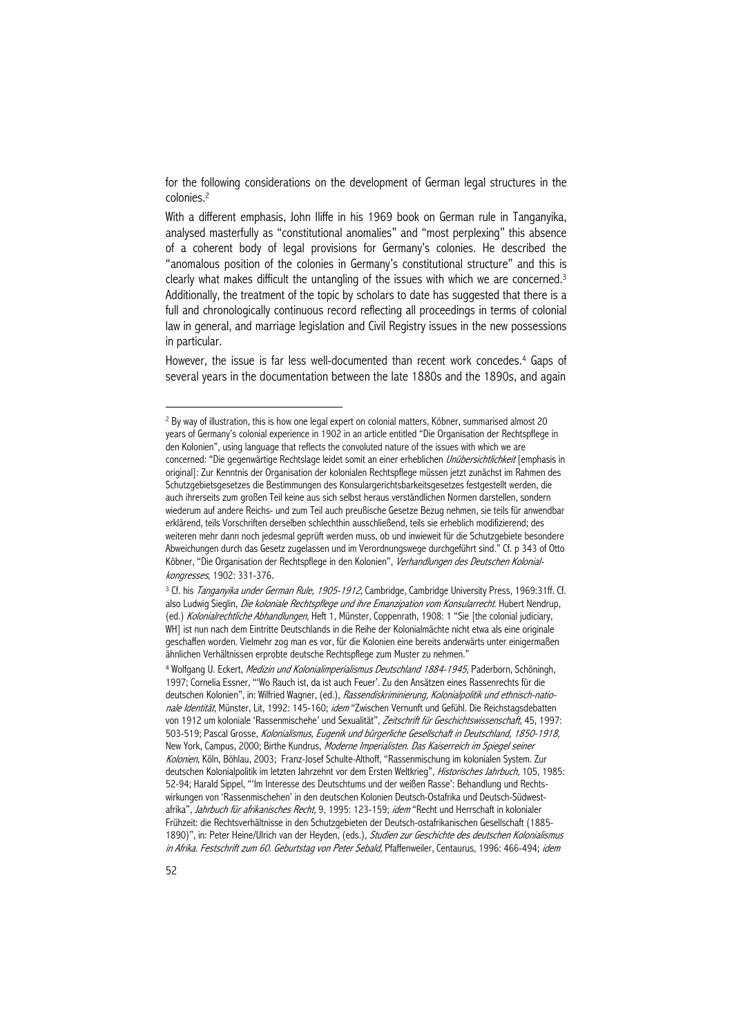for the following considerations on the development of German legal structures in the colonies.[2]

With a different emphasis, John Iliffe in his 1969 book on German rule in Tanganyika, analysed masterfully as "constitutional anomalies" and "most perplexing" this absence of a coherent body of legal provisions for Germany's colonies. He described the "anomalous position of the colonies in Germany's constitutional structure" and this is clearly what makes difficult the untangling of the issues with which we are concerned.[3] Additionally, the treatment of the topic by scholars to date has suggested that there is a full and chronologically continuous record reflecting all proceedings in terms of colonial law in general, and marriage legislation and Civil Registry issues in the new possessions in particular.

However, the issue is far less well-documented than recent work concedes.[4] Gaps of several years in the documentation between the late 1880s and the 1890s, and again

---

[2] By way of illustration, this is how one legal expert on colonial matters, Köbner, summarised almost 20 years of Germany's colonial experience in 1902 in an article entitled "Die Organisation der Rechtspflege in den Kolonien", using language that reflects the convoluted nature of the issues with which we are concerned: "Die gegenwärtige Rechtslage leidet somit an einer erheblichen *Unübersichtlichkeit* [emphasis in original]: Zur Kenntnis der Organisation der kolonialen Rechtspflege müssen jetzt zunächst im Rahmen des Schutzgebietsgesetzes die Bestimmungen des Konsulargerichtsbarkeitsgesetzes festgestellt werden, die auch ihrerseits zum großen Teil keine aus sich selbst heraus verständlichen Normen darstellen, sondern wiederum auf andere Reichs- und zum Teil auch preußische Gesetze Bezug nehmen, sie teils für anwendbar erklärend, teils Vorschriften derselben schlechthin ausschließend, teils sie erheblich modifizierend; des weiteren mehr dann noch jedesmal geprüft werden muss, ob und inwieweit für die Schutzgebiete besondere Abweichungen durch das Gesetz zugelassen und im Verordnungswege durchgeführt sind." Cf. p 343 of Otto Köbner, "Die Organisation der Rechtspflege in den Kolonien", *Verhandlungen des Deutschen Kolonial-kongresses*, 1902: 331-376.

[3] Cf. his *Tanganyika under German Rule, 1905-1912*, Cambridge, Cambridge University Press, 1969:31ff. Cf. also Ludwig Sieglin, *Die koloniale Rechtspflege und ihre Emanzipation vom Konsularrecht*. Hubert Nendrup, (ed.) *Kolonialrechtliche Abhandlungen*, Heft 1, Münster, Coppenrath, 1908: 1 "Sie [the colonial judiciary, WH] ist nun nach dem Eintritte Deutschlands in die Reihe der Kolonialmächte nicht etwa als eine originale geschaffen worden. Vielmehr zog man es vor, für die Kolonien eine bereits anderwärts unter einigermaßen ähnlichen Verhältnissen erprobte deutsche Rechtspflege zum Muster zu nehmen."

[4] Wolfgang U. Eckert, *Medizin und Kolonialimperialismus Deutschland 1884-1945*, Paderborn, Schöningh, 1997; Cornelia Essner, "'Wo Rauch ist, da ist auch Feuer'. Zu den Ansätzen eines Rassenrechts für die deutschen Kolonien", in: Wilfried Wagner, (ed.), *Rassendiskriminierung, Kolonialpolitik und ethnisch-nationale Identität*, Münster, Lit, 1992: 145-160; *idem* "Zwischen Vernunft und Gefühl. Die Reichstagsdebatten von 1912 um koloniale 'Rassenmischehe' und Sexualität", *Zeitschrift für Geschichtswissenschaft*, 45, 1997: 503-519; Pascal Grosse, *Kolonialismus, Eugenik und bürgerliche Gesellschaft in Deutschland, 1850-1918,* New York, Campus, 2000; Birthe Kundrus, *Moderne Imperialisten. Das Kaiserreich im Spiegel seiner Kolonien*, Köln, Böhlau, 2003; Franz-Josef Schulte-Althoff, "Rassenmischung im kolonialen System. Zur deutschen Kolonialpolitik im letzten Jahrzehnt vor dem Ersten Weltkrieg", *Historisches Jahrbuch*, 105, 1985: 52-94; Harald Sippel, "'Im Interesse des Deutschtums und der weißen Rasse': Behandlung und Rechtswirkungen von 'Rassenmischehen' in den deutschen Kolonien Deutsch-Ostafrika und Deutsch-Südwestafrika", *Jahrbuch für afrikanisches Recht*, 9, 1995: 123-159; *idem* "Recht und Herrschaft in kolonialer Frühzeit: die Rechtsverhältnisse in den Schutzgebieten der Deutsch-ostafrikanischen Gesellschaft (1885-1890)", in: Peter Heine/Ulrich van der Heyden, (eds.), *Studien zur Geschichte des deutschen Kolonialismus in Afrika. Festschrift zum 60. Geburtstag von Peter Sebald*, Pfaffenweiler, Centaurus, 1996: 466-494; *idem*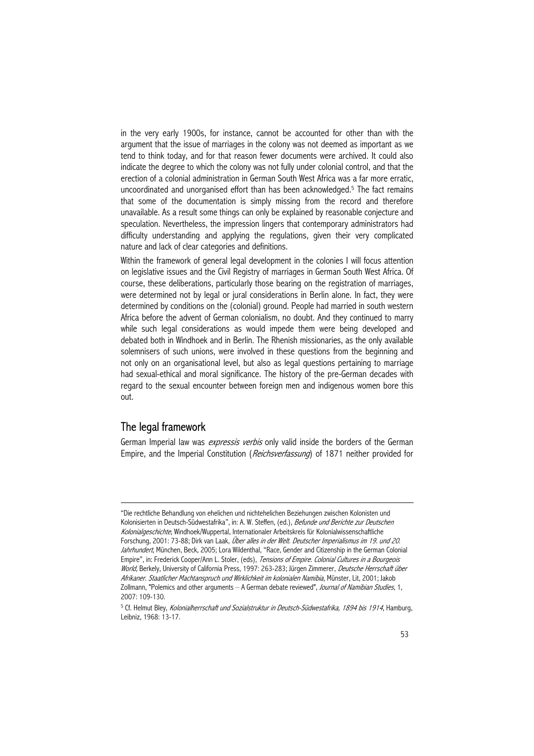in the very early 1900s, for instance, cannot be accounted for other than with the argument that the issue of marriages in the colony was not deemed as important as we tend to think today, and for that reason fewer documents were archived. It could also indicate the degree to which the colony was not fully under colonial control, and that the erection of a colonial administration in German South West Africa was a far more erratic, uncoordinated and unorganised effort than has been acknowledged.[5] The fact remains that some of the documentation is simply missing from the record and therefore unavailable. As a result some things can only be explained by reasonable conjecture and speculation. Nevertheless, the impression lingers that contemporary administrators had difficulty understanding and applying the regulations, given their very complicated nature and lack of clear categories and definitions.

Within the framework of general legal development in the colonies I will focus attention on legislative issues and the Civil Registry of marriages in German South West Africa. Of course, these deliberations, particularly those bearing on the registration of marriages, were determined not by legal or jural considerations in Berlin alone. In fact, they were determined by conditions on the (colonial) ground. People had married in south western Africa before the advent of German colonialism, no doubt. And they continued to marry while such legal considerations as would impede them were being developed and debated both in Windhoek and in Berlin. The Rhenish missionaries, as the only available solemnisers of such unions, were involved in these questions from the beginning and not only on an organisational level, but also as legal questions pertaining to marriage had sexual-ethical and moral significance. The history of the pre-German decades with regard to the sexual encounter between foreign men and indigenous women bore this out.

## The legal framework

German Imperial law was *expressis verbis* only valid inside the borders of the German Empire, and the Imperial Constitution (*Reichsverfassung*) of 1871 neither provided for

---

"Die rechtliche Behandlung von ehelichen und nichtehelichen Beziehungen zwischen Kolonisten und Kolonisierten in Deutsch-Südwestafrika", in: A. W. Steffen, (ed.), *Befunde und Berichte zur Deutschen Kolonialgeschichte*, Windhoek/Wuppertal, Internationaler Arbeitskreis für Kolonialwissenschaftliche Forschung, 2001: 73-88; Dirk van Laak, *Über alles in der Welt. Deutscher Imperialismus im 19. und 20. Jahrhundert*, München, Beck, 2005; Lora Wildenthal, "Race, Gender and Citizenship in the German Colonial Empire", in: Frederick Cooper/Ann L. Stoler, (eds), *Tensions of Empire. Colonial Cultures in a Bourgeois World*, Berkely, University of California Press, 1997: 263-283; Jürgen Zimmerer, *Deutsche Herrschaft über Afrikaner. Staatlicher Machtanspruch und Wirklichkeit im kolonialen Namibia*, Münster, Lit, 2001; Jakob Zollmann, "Polemics and other arguments – A German debate reviewed", *Journal of Namibian Studies*, 1, 2007: 109-130.

[5] Cf. Helmut Bley, *Kolonialherrschaft und Sozialstruktur in Deutsch-Südwestafrika, 1894 bis 1914*, Hamburg, Leibniz, 1968: 13-17.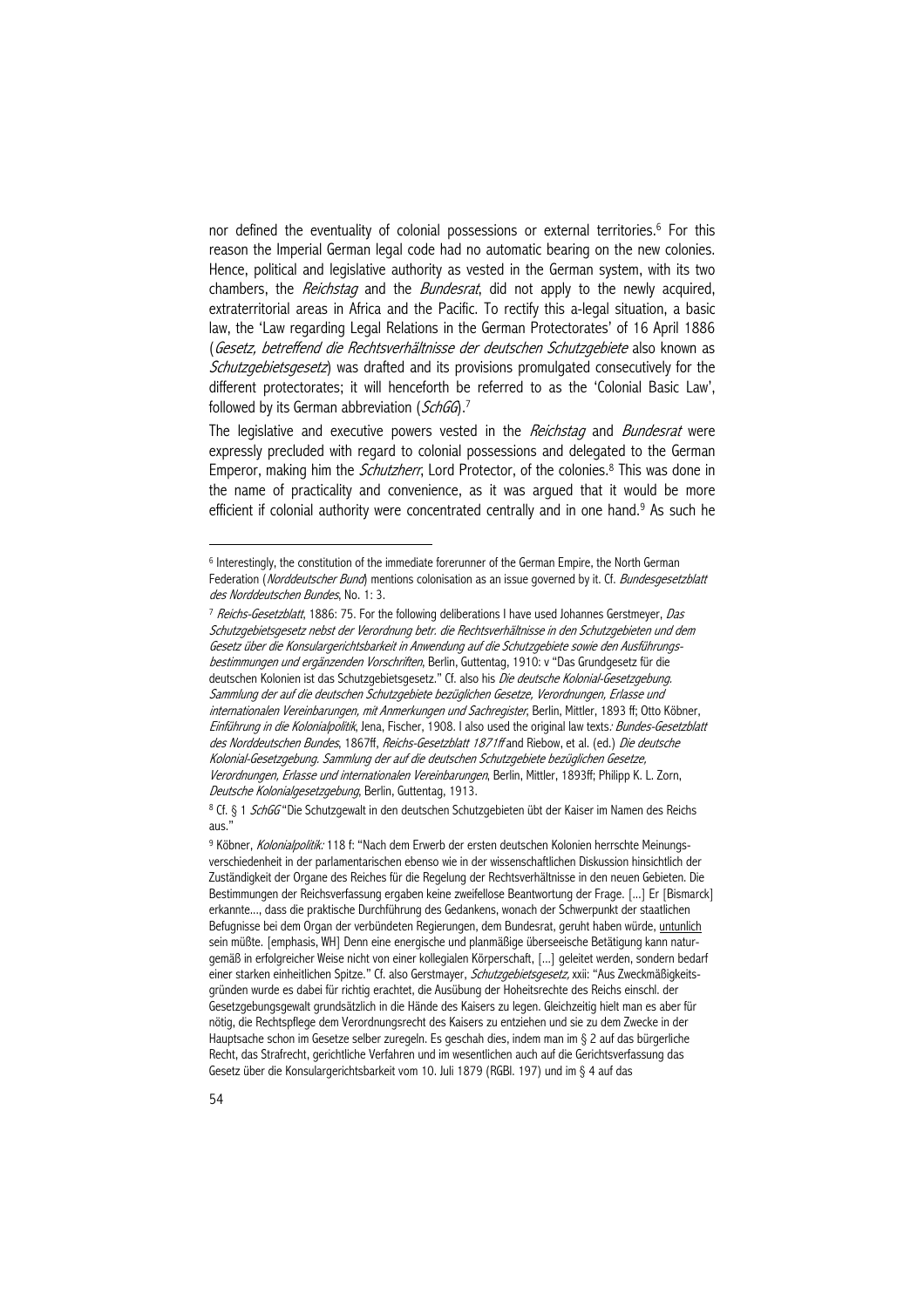nor defined the eventuality of colonial possessions or external territories.[6] For this reason the Imperial German legal code had no automatic bearing on the new colonies. Hence, political and legislative authority as vested in the German system, with its two chambers, the *Reichstag* and the *Bundesrat*, did not apply to the newly acquired, extraterritorial areas in Africa and the Pacific. To rectify this a-legal situation, a basic law, the 'Law regarding Legal Relations in the German Protectorates' of 16 April 1886 (*Gesetz, betreffend die Rechtsverhältnisse der deutschen Schutzgebiete* also known as *Schutzgebietsgesetz*) was drafted and its provisions promulgated consecutively for the different protectorates; it will henceforth be referred to as the 'Colonial Basic Law', followed by its German abbreviation (*SchGG*).[7]

The legislative and executive powers vested in the *Reichstag* and *Bundesrat* were expressly precluded with regard to colonial possessions and delegated to the German Emperor, making him the *Schutzherr*, Lord Protector, of the colonies.[8] This was done in the name of practicality and convenience, as it was argued that it would be more efficient if colonial authority were concentrated centrally and in one hand.[9] As such he

---

[6] Interestingly, the constitution of the immediate forerunner of the German Empire, the North German Federation (*Norddeutscher Bund*) mentions colonisation as an issue governed by it. Cf. *Bundesgesetzblatt des Norddeutschen Bundes*, No. 1: 3.

[7] *Reichs-Gesetzblatt*, 1886: 75. For the following deliberations I have used Johannes Gerstmeyer, *Das Schutzgebietsgesetz nebst der Verordnung betr. die Rechtsverhältnisse in den Schutzgebieten und dem Gesetz über die Konsulargerichtsbarkeit in Anwendung auf die Schutzgebiete sowie den Ausführungsbestimmungen und ergänzenden Vorschriften*, Berlin, Guttentag, 1910: v "Das Grundgesetz für die deutschen Kolonien ist das Schutzgebietsgesetz." Cf. also his *Die deutsche Kolonial-Gesetzgebung. Sammlung der auf die deutschen Schutzgebiete bezüglichen Gesetze, Verordnungen, Erlasse und internationalen Vereinbarungen, mit Anmerkungen und Sachregister*, Berlin, Mittler, 1893 ff; Otto Köbner, *Einführung in die Kolonialpolitik*, Jena, Fischer, 1908. I also used the original law texts*: Bundes-Gesetzblatt des Norddeutschen Bundes*, 1867ff, *Reichs-Gesetzblatt 1871ff* and Riebow, et al. (ed.) *Die deutsche Kolonial-Gesetzgebung. Sammlung der auf die deutschen Schutzgebiete bezüglichen Gesetze, Verordnungen, Erlasse und internationalen Vereinbarungen*, Berlin, Mittler, 1893ff; Philipp K. L. Zorn, *Deutsche Kolonialgesetzgebung*, Berlin, Guttentag, 1913.

[8] Cf. § 1 *SchGG* "Die Schutzgewalt in den deutschen Schutzgebieten übt der Kaiser im Namen des Reichs aus."

[9] Köbner, *Kolonialpolitik:* 118 f: "Nach dem Erwerb der ersten deutschen Kolonien herrschte Meinungsverschiedenheit in der parlamentarischen ebenso wie in der wissenschaftlichen Diskussion hinsichtlich der Zuständigkeit der Organe des Reiches für die Regelung der Rechtsverhältnisse in den neuen Gebieten. Die Bestimmungen der Reichsverfassung ergaben keine zweifellose Beantwortung der Frage. [...] Er [Bismarck] erkannte..., dass die praktische Durchführung des Gedankens, wonach der Schwerpunkt der staatlichen Befugnisse bei dem Organ der verbündeten Regierungen, dem Bundesrat, geruht haben würde, untunlich sein müßte. [emphasis, WH] Denn eine energische und planmäßige überseeische Betätigung kann naturgemäß in erfolgreicher Weise nicht von einer kollegialen Körperschaft, [...] geleitet werden, sondern bedarf einer starken einheitlichen Spitze." Cf. also Gerstmayer, *Schutzgebietsgesetz,* xxii: "Aus Zweckmäßigkeitsgründen wurde es dabei für richtig erachtet, die Ausübung der Hoheitsrechte des Reichs einschl. der Gesetzgebungsgewalt grundsätzlich in die Hände des Kaisers zu legen. Gleichzeitig hielt man es aber für nötig, die Rechtspflege dem Verordnungsrecht des Kaisers zu entziehen und sie zu dem Zwecke in der Hauptsache schon im Gesetze selber zuregeln. Es geschah dies, indem man im § 2 auf das bürgerliche Recht, das Strafrecht, gerichtliche Verfahren und im wesentlichen auch auf die Gerichtsverfassung das Gesetz über die Konsulargerichtsbarkeit vom 10. Juli 1879 (RGBl. 197) und im § 4 auf das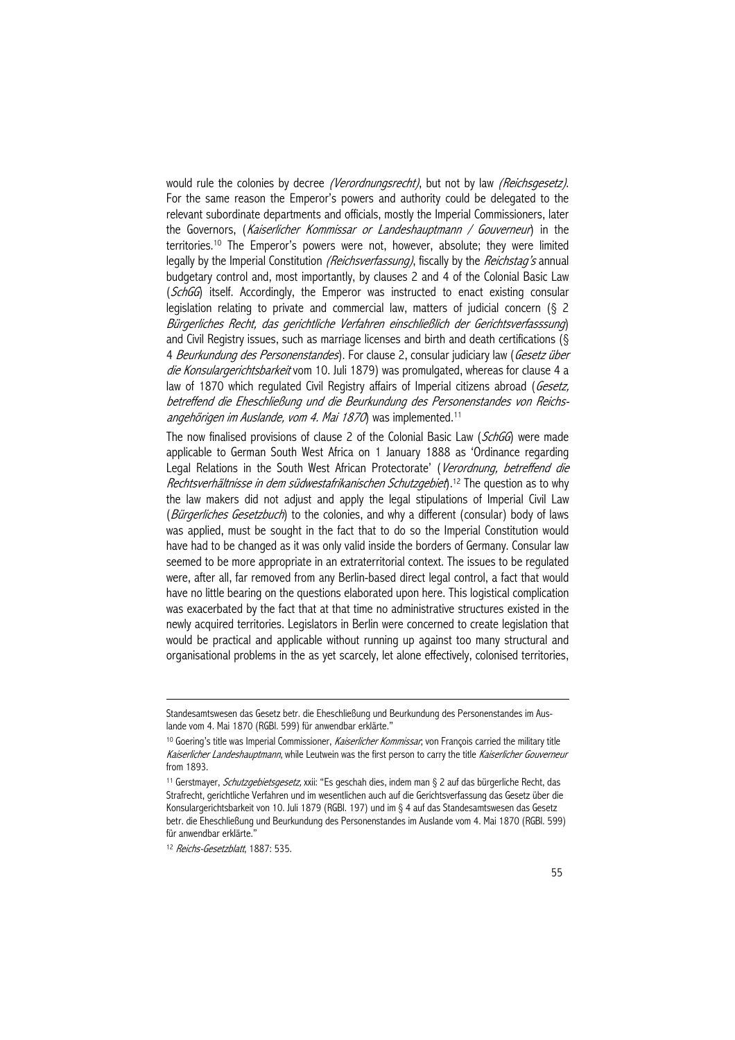would rule the colonies by decree *(Verordnungsrecht)*, but not by law *(Reichsgesetz)*. For the same reason the Emperor's powers and authority could be delegated to the relevant subordinate departments and officials, mostly the Imperial Commissioners, later the Governors, (*Kaiserlicher Kommissar or Landeshauptmann / Gouverneur*) in the territories.[10] The Emperor's powers were not, however, absolute; they were limited legally by the Imperial Constitution *(Reichsverfassung)*, fiscally by the *Reichstag's* annual budgetary control and, most importantly, by clauses 2 and 4 of the Colonial Basic Law (*SchGG*) itself. Accordingly, the Emperor was instructed to enact existing consular legislation relating to private and commercial law, matters of judicial concern (§ 2 *Bürgerliches Recht, das gerichtliche Verfahren einschließlich der Gerichtsverfasssung*) and Civil Registry issues, such as marriage licenses and birth and death certifications (§ 4 *Beurkundung des Personenstandes*). For clause 2, consular judiciary law (*Gesetz über die Konsulargerichtsbarkeit* vom 10. Juli 1879) was promulgated, whereas for clause 4 a law of 1870 which regulated Civil Registry affairs of Imperial citizens abroad (*Gesetz, betreffend die Eheschließung und die Beurkundung des Personenstandes von Reichsangehörigen im Auslande, vom 4. Mai 1870*) was implemented.[11]

The now finalised provisions of clause 2 of the Colonial Basic Law (*SchGG*) were made applicable to German South West Africa on 1 January 1888 as 'Ordinance regarding Legal Relations in the South West African Protectorate' (*Verordnung, betreffend die Rechtsverhältnisse in dem südwestafrikanischen Schutzgebiet*).[12] The question as to why the law makers did not adjust and apply the legal stipulations of Imperial Civil Law (*Bürgerliches Gesetzbuch*) to the colonies, and why a different (consular) body of laws was applied, must be sought in the fact that to do so the Imperial Constitution would have had to be changed as it was only valid inside the borders of Germany. Consular law seemed to be more appropriate in an extraterritorial context. The issues to be regulated were, after all, far removed from any Berlin-based direct legal control, a fact that would have no little bearing on the questions elaborated upon here. This logistical complication was exacerbated by the fact that at that time no administrative structures existed in the newly acquired territories. Legislators in Berlin were concerned to create legislation that would be practical and applicable without running up against too many structural and organisational problems in the as yet scarcely, let alone effectively, colonised territories,

---

Standesamtswesen das Gesetz betr. die Eheschließung und Beurkundung des Personenstandes im Auslande vom 4. Mai 1870 (RGBl. 599) für anwendbar erklärte."

[10] Goering's title was Imperial Commissioner, *Kaiserlicher Kommissar*; von François carried the military title *Kaiserlicher Landeshauptmann*, while Leutwein was the first person to carry the title *Kaiserlicher Gouverneur* from 1893.

[11] Gerstmayer, *Schutzgebietsgesetz*, xxii: "Es geschah dies, indem man § 2 auf das bürgerliche Recht, das Strafrecht, gerichtliche Verfahren und im wesentlichen auch auf die Gerichtsverfassung das Gesetz über die Konsulargerichtsbarkeit von 10. Juli 1879 (RGBl. 197) und im § 4 auf das Standesamtswesen das Gesetz betr. die Eheschließung und Beurkundung des Personenstandes im Auslande vom 4. Mai 1870 (RGBl. 599) für anwendbar erklärte."

[12] *Reichs-Gesetzblatt*, 1887: 535.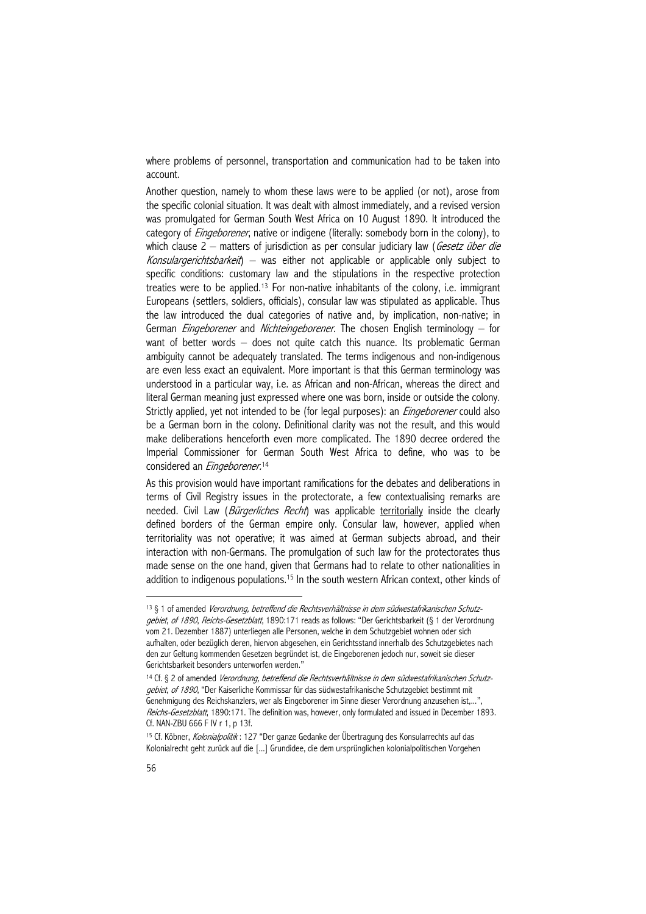where problems of personnel, transportation and communication had to be taken into account.

Another question, namely to whom these laws were to be applied (or not), arose from the specific colonial situation. It was dealt with almost immediately, and a revised version was promulgated for German South West Africa on 10 August 1890. It introduced the category of *Eingeborener*, native or indigene (literally: somebody born in the colony), to which clause 2 – matters of jurisdiction as per consular judiciary law (*Gesetz über die Konsulargerichtsbarkeit*) – was either not applicable or applicable only subject to specific conditions: customary law and the stipulations in the respective protection treaties were to be applied.[13] For non-native inhabitants of the colony, i.e. immigrant Europeans (settlers, soldiers, officials), consular law was stipulated as applicable. Thus the law introduced the dual categories of native and, by implication, non-native; in German *Eingeborener* and *Nichteingeborener*. The chosen English terminology – for want of better words – does not quite catch this nuance. Its problematic German ambiguity cannot be adequately translated. The terms indigenous and non-indigenous are even less exact an equivalent. More important is that this German terminology was understood in a particular way, i.e. as African and non-African, whereas the direct and literal German meaning just expressed where one was born, inside or outside the colony. Strictly applied, yet not intended to be (for legal purposes): an *Eingeborener* could also be a German born in the colony. Definitional clarity was not the result, and this would make deliberations henceforth even more complicated. The 1890 decree ordered the Imperial Commissioner for German South West Africa to define, who was to be considered an *Eingeborener*.[14]

As this provision would have important ramifications for the debates and deliberations in terms of Civil Registry issues in the protectorate, a few contextualising remarks are needed. Civil Law (*Bürgerliches Recht*) was applicable territorially inside the clearly defined borders of the German empire only. Consular law, however, applied when territoriality was not operative; it was aimed at German subjects abroad, and their interaction with non-Germans. The promulgation of such law for the protectorates thus made sense on the one hand, given that Germans had to relate to other nationalities in addition to indigenous populations.[15] In the south western African context, other kinds of

---

[13] § 1 of amended *Verordnung, betreffend die Rechtsverhältnisse in dem südwestafrikanischen Schutzgebiet, of 1890*, *Reichs-Gesetzblatt*, 1890:171 reads as follows: "Der Gerichtsbarkeit (§ 1 der Verordnung vom 21. Dezember 1887) unterliegen alle Personen, welche in dem Schutzgebiet wohnen oder sich aufhalten, oder bezüglich deren, hiervon abgesehen, ein Gerichtsstand innerhalb des Schutzgebietes nach den zur Geltung kommenden Gesetzen begründet ist, die Eingeborenen jedoch nur, soweit sie dieser Gerichtsbarkeit besonders unterworfen werden."

[14] Cf. § 2 of amended *Verordnung, betreffend die Rechtsverhältnisse in dem südwestafrikanischen Schutzgebiet, of 1890*, "Der Kaiserliche Kommissar für das südwestafrikanische Schutzgebiet bestimmt mit Genehmigung des Reichskanzlers, wer als Eingeborener im Sinne dieser Verordnung anzusehen ist,...", *Reichs-Gesetzblatt*, 1890:171. The definition was, however, only formulated and issued in December 1893. Cf. NAN-ZBU 666 F IV r 1, p 13f.

[15] Cf. Köbner, *Kolonialpolitik* : 127 "Der ganze Gedanke der Übertragung des Konsularrechts auf das Kolonialrecht geht zurück auf die [...] Grundidee, die dem ursprünglichen kolonialpolitischen Vorgehen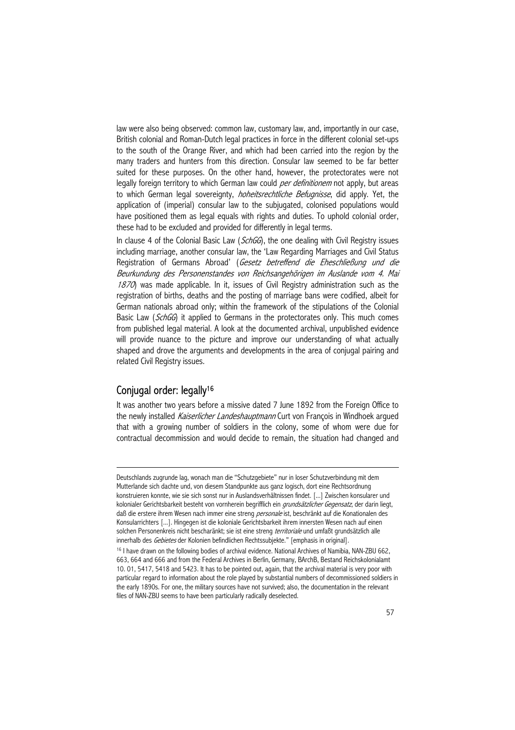law were also being observed: common law, customary law, and, importantly in our case, British colonial and Roman-Dutch legal practices in force in the different colonial set-ups to the south of the Orange River, and which had been carried into the region by the many traders and hunters from this direction. Consular law seemed to be far better suited for these purposes. On the other hand, however, the protectorates were not legally foreign territory to which German law could *per definitionem* not apply, but areas to which German legal sovereignty, *hoheitsrechtliche Befugnisse*, did apply. Yet, the application of (imperial) consular law to the subjugated, colonised populations would have positioned them as legal equals with rights and duties. To uphold colonial order, these had to be excluded and provided for differently in legal terms.

In clause 4 of the Colonial Basic Law (*SchGG*), the one dealing with Civil Registry issues including marriage, another consular law, the 'Law Regarding Marriages and Civil Status Registration of Germans Abroad' (*Gesetz betreffend die Eheschließung und die Beurkundung des Personenstandes von Reichsangehörigen im Auslande vom 4. Mai 1870*) was made applicable. In it, issues of Civil Registry administration such as the registration of births, deaths and the posting of marriage bans were codified, albeit for German nationals abroad only; within the framework of the stipulations of the Colonial Basic Law (*SchGG*) it applied to Germans in the protectorates only. This much comes from published legal material. A look at the documented archival, unpublished evidence will provide nuance to the picture and improve our understanding of what actually shaped and drove the arguments and developments in the area of conjugal pairing and related Civil Registry issues.

## Conjugal order: legally[16]

It was another two years before a missive dated 7 June 1892 from the Foreign Office to the newly installed *Kaiserlicher Landeshauptmann* Curt von François in Windhoek argued that with a growing number of soldiers in the colony, some of whom were due for contractual decommission and would decide to remain, the situation had changed and

---

Deutschlands zugrunde lag, wonach man die "Schutzgebiete" nur in loser Schutzverbindung mit dem Mutterlande sich dachte und, von diesem Standpunkte aus ganz logisch, dort eine Rechtsordnung konstruieren konnte, wie sie sich sonst nur in Auslandsverhältnissen findet. [...] Zwischen konsularer und kolonialer Gerichtsbarkeit besteht von vornherein begrifflich ein *grundsätzlicher Gegensatz*, der darin liegt, daß die erstere ihrem Wesen nach immer eine streng *personale* ist, beschränkt auf die Konationalen des Konsularrichters [...]. Hingegen ist die koloniale Gerichtsbarkeit ihrem innersten Wesen nach auf einen solchen Personenkreis nicht bescharänkt; sie ist eine streng *territoriale* und umfaßt grundsätzlich alle innerhalb des *Gebietes* der Kolonien befindlichen Rechtssubjekte." [emphasis in original].

[16] I have drawn on the following bodies of archival evidence. National Archives of Namibia, NAN-ZBU 662, 663, 664 and 666 and from the Federal Archives in Berlin, Germany, BArchB, Bestand Reichskolonialamt 10. 01, 5417, 5418 and 5423. It has to be pointed out, again, that the archival material is very poor with particular regard to information about the role played by substantial numbers of decommissioned soldiers in the early 1890s. For one, the military sources have not survived; also, the documentation in the relevant files of NAN-ZBU seems to have been particularly radically deselected.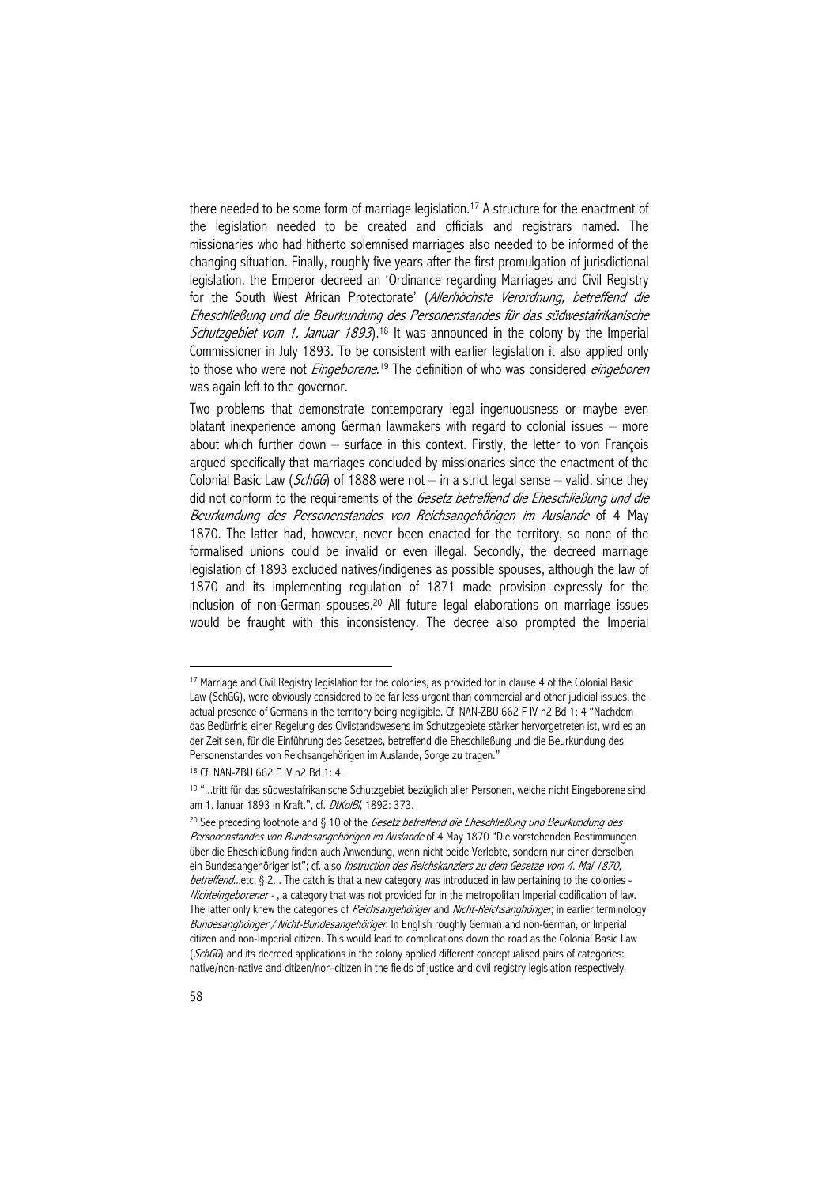there needed to be some form of marriage legislation.[17] A structure for the enactment of the legislation needed to be created and officials and registrars named. The missionaries who had hitherto solemnised marriages also needed to be informed of the changing situation. Finally, roughly five years after the first promulgation of jurisdictional legislation, the Emperor decreed an 'Ordinance regarding Marriages and Civil Registry for the South West African Protectorate' (*Allerhöchste Verordnung, betreffend die Eheschließung und die Beurkundung des Personenstandes für das südwestafrikanische Schutzgebiet vom 1. Januar 1893*).[18] It was announced in the colony by the Imperial Commissioner in July 1893. To be consistent with earlier legislation it also applied only to those who were not *Eingeborene*.[19] The definition of who was considered *eingeboren* was again left to the governor.

Two problems that demonstrate contemporary legal ingenuousness or maybe even blatant inexperience among German lawmakers with regard to colonial issues – more about which further down – surface in this context. Firstly, the letter to von François argued specifically that marriages concluded by missionaries since the enactment of the Colonial Basic Law (*SchGG*) of 1888 were not – in a strict legal sense – valid, since they did not conform to the requirements of the *Gesetz betreffend die Eheschließung und die Beurkundung des Personenstandes von Reichsangehörigen im Auslande* of 4 May 1870. The latter had, however, never been enacted for the territory, so none of the formalised unions could be invalid or even illegal. Secondly, the decreed marriage legislation of 1893 excluded natives/indigenes as possible spouses, although the law of 1870 and its implementing regulation of 1871 made provision expressly for the inclusion of non-German spouses.[20] All future legal elaborations on marriage issues would be fraught with this inconsistency. The decree also prompted the Imperial

---

[17] Marriage and Civil Registry legislation for the colonies, as provided for in clause 4 of the Colonial Basic Law (SchGG), were obviously considered to be far less urgent than commercial and other judicial issues, the actual presence of Germans in the territory being negligible. Cf. NAN-ZBU 662 F IV n2 Bd 1: 4 "Nachdem das Bedürfnis einer Regelung des Civilstandswesens im Schutzgebiete stärker hervorgetreten ist, wird es an der Zeit sein, für die Einführung des Gesetzes, betreffend die Eheschließung und die Beurkundung des Personenstandes von Reichsangehörigen im Auslande, Sorge zu tragen."

[18] Cf. NAN-ZBU 662 F IV n2 Bd 1: 4.

[19] "...tritt für das südwestafrikanische Schutzgebiet bezüglich aller Personen, welche nicht Eingeborene sind, am 1. Januar 1893 in Kraft.", cf. *DtKolBl*, 1892: 373.

[20] See preceding footnote and § 10 of the *Gesetz betreffend die Eheschließung und Beurkundung des Personenstandes von Bundesangehörigen im Auslande* of 4 May 1870 "Die vorstehenden Bestimmungen über die Eheschließung finden auch Anwendung, wenn nicht beide Verlobte, sondern nur einer derselben ein Bundesangehöriger ist"; cf. also *Instruction des Reichskanzlers zu dem Gesetze vom 4. Mai 1870, betreffend*...etc, § 2. . The catch is that a new category was introduced in law pertaining to the colonies - *Nichteingeborener* - , a category that was not provided for in the metropolitan Imperial codification of law. The latter only knew the categories of *Reichsangehöriger* and *Nicht-Reichsanghöriger*, in earlier terminology *Bundesanghöriger / Nicht-Bundesangehöriger*, In English roughly German and non-German, or Imperial citizen and non-Imperial citizen. This would lead to complications down the road as the Colonial Basic Law (*SchGG*) and its decreed applications in the colony applied different conceptualised pairs of categories: native/non-native and citizen/non-citizen in the fields of justice and civil registry legislation respectively.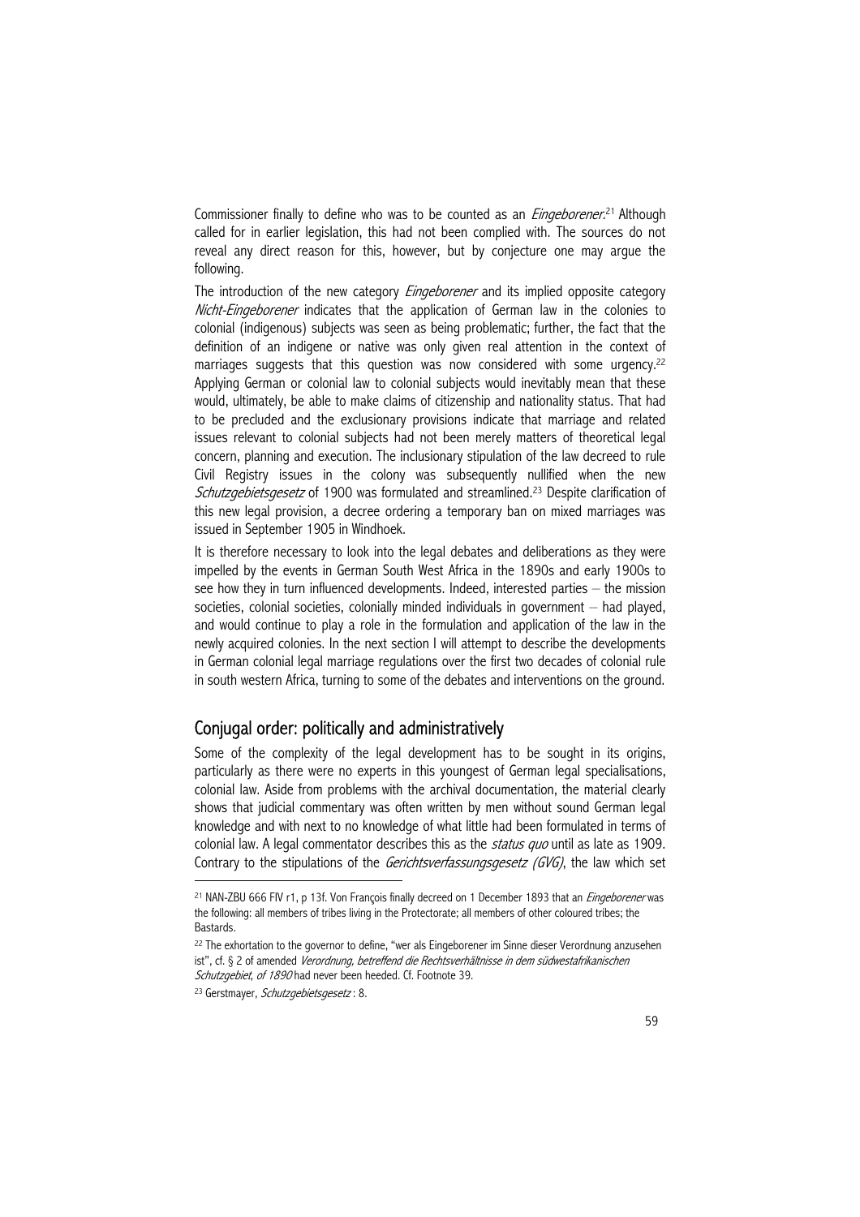Commissioner finally to define who was to be counted as an *Eingeborener*.[21] Although called for in earlier legislation, this had not been complied with. The sources do not reveal any direct reason for this, however, but by conjecture one may argue the following.

The introduction of the new category *Eingeborener* and its implied opposite category *Nicht-Eingeborener* indicates that the application of German law in the colonies to colonial (indigenous) subjects was seen as being problematic; further, the fact that the definition of an indigene or native was only given real attention in the context of marriages suggests that this question was now considered with some urgency.[22] Applying German or colonial law to colonial subjects would inevitably mean that these would, ultimately, be able to make claims of citizenship and nationality status. That had to be precluded and the exclusionary provisions indicate that marriage and related issues relevant to colonial subjects had not been merely matters of theoretical legal concern, planning and execution. The inclusionary stipulation of the law decreed to rule Civil Registry issues in the colony was subsequently nullified when the new *Schutzgebietsgesetz* of 1900 was formulated and streamlined.[23] Despite clarification of this new legal provision, a decree ordering a temporary ban on mixed marriages was issued in September 1905 in Windhoek.

It is therefore necessary to look into the legal debates and deliberations as they were impelled by the events in German South West Africa in the 1890s and early 1900s to see how they in turn influenced developments. Indeed, interested parties – the mission societies, colonial societies, colonially minded individuals in government – had played, and would continue to play a role in the formulation and application of the law in the newly acquired colonies. In the next section I will attempt to describe the developments in German colonial legal marriage regulations over the first two decades of colonial rule in south western Africa, turning to some of the debates and interventions on the ground.

## Conjugal order: politically and administratively

Some of the complexity of the legal development has to be sought in its origins, particularly as there were no experts in this youngest of German legal specialisations, colonial law. Aside from problems with the archival documentation, the material clearly shows that judicial commentary was often written by men without sound German legal knowledge and with next to no knowledge of what little had been formulated in terms of colonial law. A legal commentator describes this as the *status quo* until as late as 1909. Contrary to the stipulations of the *Gerichtsverfassungsgesetz (GVG)*, the law which set

---

[21] NAN-ZBU 666 FIV r1, p 13f. Von François finally decreed on 1 December 1893 that an *Eingeborener* was the following: all members of tribes living in the Protectorate; all members of other coloured tribes; the Bastards.

[22] The exhortation to the governor to define, "wer als Eingeborener im Sinne dieser Verordnung anzusehen ist", cf. § 2 of amended *Verordnung, betreffend die Rechtsverhältnisse in dem südwestafrikanischen Schutzgebiet, of 1890* had never been heeded. Cf. Footnote 39.

[23] Gerstmayer, *Schutzgebietsgesetz* : 8.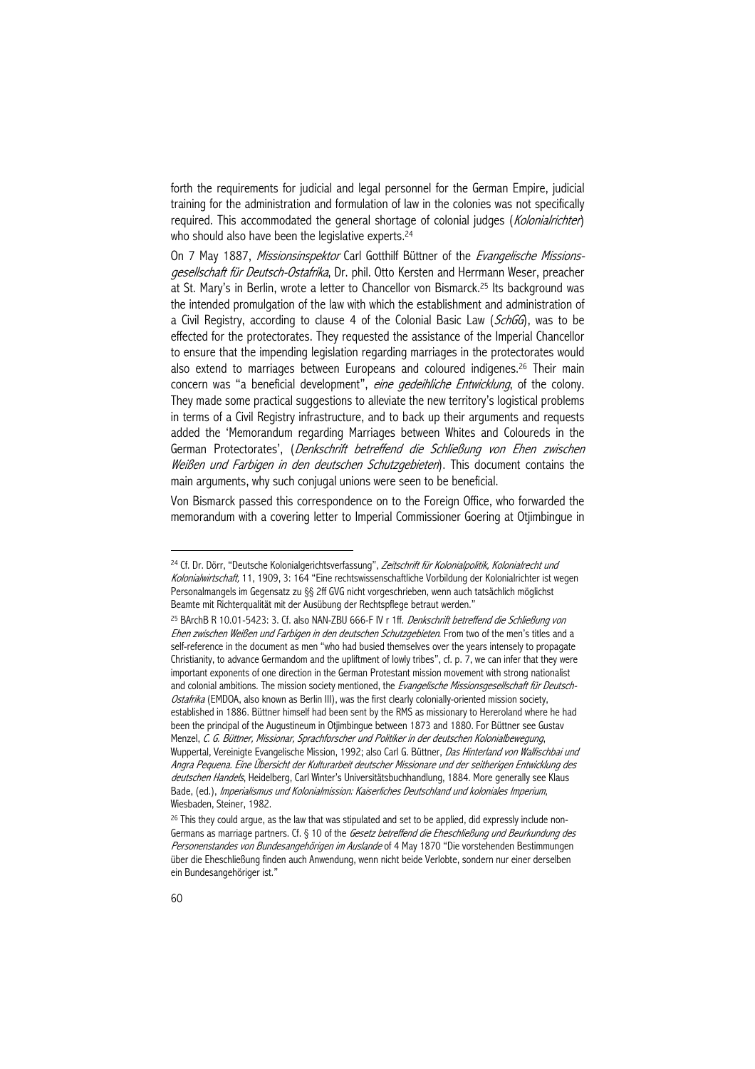forth the requirements for judicial and legal personnel for the German Empire, judicial training for the administration and formulation of law in the colonies was not specifically required. This accommodated the general shortage of colonial judges (*Kolonialrichter*) who should also have been the legislative experts.[24]

On 7 May 1887, *Missionsinspektor* Carl Gotthilf Büttner of the *Evangelische Missionsgesellschaft für Deutsch-Ostafrika*, Dr. phil. Otto Kersten and Herrmann Weser, preacher at St. Mary's in Berlin, wrote a letter to Chancellor von Bismarck.[25] Its background was the intended promulgation of the law with which the establishment and administration of a Civil Registry, according to clause 4 of the Colonial Basic Law (*SchGG*), was to be effected for the protectorates. They requested the assistance of the Imperial Chancellor to ensure that the impending legislation regarding marriages in the protectorates would also extend to marriages between Europeans and coloured indigenes.[26] Their main concern was "a beneficial development", *eine gedeihliche Entwicklung*, of the colony. They made some practical suggestions to alleviate the new territory's logistical problems in terms of a Civil Registry infrastructure, and to back up their arguments and requests added the 'Memorandum regarding Marriages between Whites and Coloureds in the German Protectorates', (*Denkschrift betreffend die Schließung von Ehen zwischen Weißen und Farbigen in den deutschen Schutzgebieten*). This document contains the main arguments, why such conjugal unions were seen to be beneficial.

Von Bismarck passed this correspondence on to the Foreign Office, who forwarded the memorandum with a covering letter to Imperial Commissioner Goering at Otjimbingue in

---

[24] Cf. Dr. Dörr, "Deutsche Kolonialgerichtsverfassung", *Zeitschrift für Kolonialpolitik, Kolonialrecht und Kolonialwirtschaft*, 11, 1909, 3: 164 "Eine rechtswissenschaftliche Vorbildung der Kolonialrichter ist wegen Personalmangels im Gegensatz zu §§ 2ff GVG nicht vorgeschrieben, wenn auch tatsächlich möglichst Beamte mit Richterqualität mit der Ausübung der Rechtspflege betraut werden."

[25] BArchB R 10.01-5423: 3. Cf. also NAN-ZBU 666-F IV r 1ff. *Denkschrift betreffend die Schließung von Ehen zwischen Weißen und Farbigen in den deutschen Schutzgebieten*. From two of the men's titles and a self-reference in the document as men "who had busied themselves over the years intensely to propagate Christianity, to advance Germandom and the upliftment of lowly tribes", cf. p. 7, we can infer that they were important exponents of one direction in the German Protestant mission movement with strong nationalist and colonial ambitions. The mission society mentioned, the *Evangelische Missionsgesellschaft für Deutsch-Ostafrika* (EMDOA, also known as Berlin III), was the first clearly colonially-oriented mission society, established in 1886. Büttner himself had been sent by the RMS as missionary to Hereroland where he had been the principal of the Augustineum in Otjimbingue between 1873 and 1880. For Büttner see Gustav Menzel, *C. G. Büttner, Missionar, Sprachforscher und Politiker in der deutschen Kolonialbewegung*, Wuppertal, Vereinigte Evangelische Mission, 1992; also Carl G. Büttner, *Das Hinterland von Walfischbai und Angra Pequena. Eine Übersicht der Kulturarbeit deutscher Missionare und der seitherigen Entwicklung des deutschen Handels*, Heidelberg, Carl Winter's Universitätsbuchhandlung, 1884. More generally see Klaus Bade, (ed.), *Imperialismus und Kolonialmission: Kaiserliches Deutschland und koloniales Imperium*, Wiesbaden, Steiner, 1982.

[26] This they could argue, as the law that was stipulated and set to be applied, did expressly include non-Germans as marriage partners. Cf. § 10 of the *Gesetz betreffend die Eheschließung und Beurkundung des Personenstandes von Bundesangehörigen im Auslande* of 4 May 1870 "Die vorstehenden Bestimmungen über die Eheschließung finden auch Anwendung, wenn nicht beide Verlobte, sondern nur einer derselben ein Bundesangehöriger ist."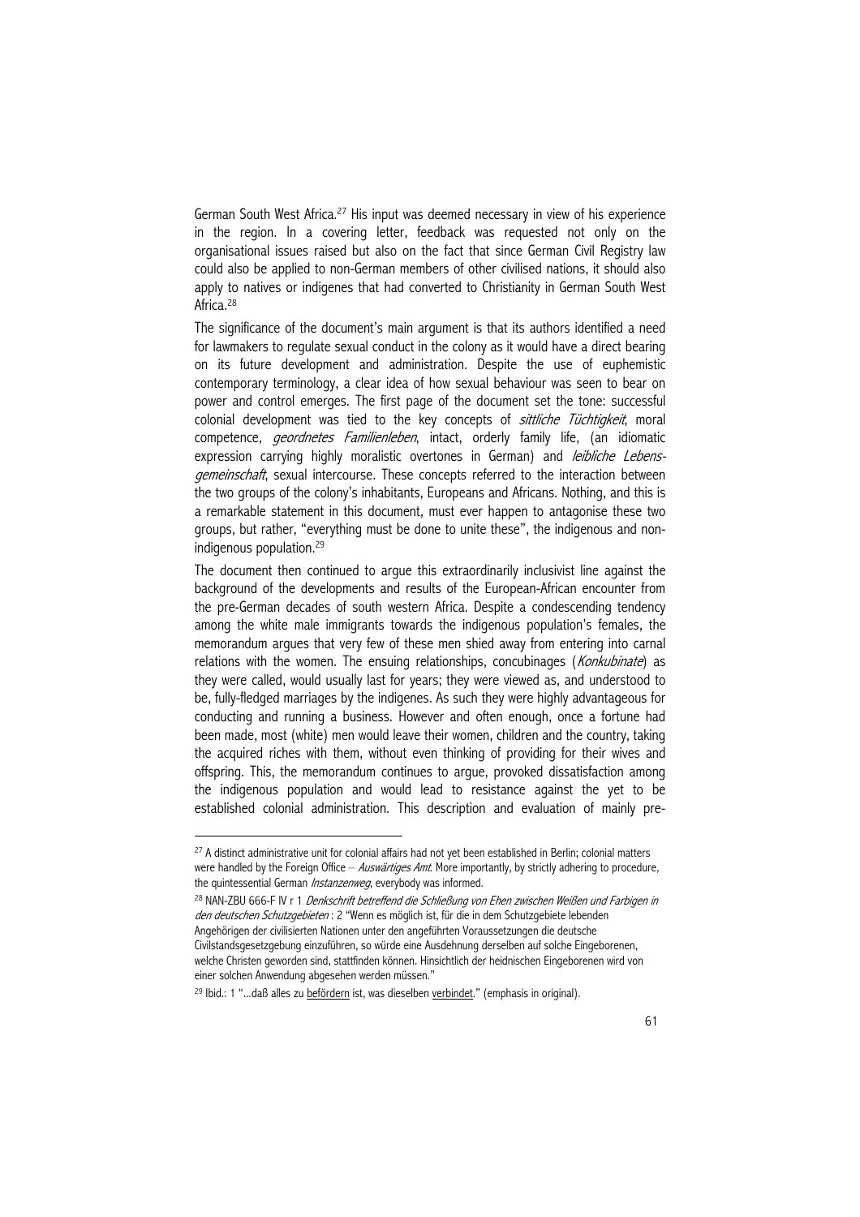German South West Africa.[27] His input was deemed necessary in view of his experience in the region. In a covering letter, feedback was requested not only on the organisational issues raised but also on the fact that since German Civil Registry law could also be applied to non-German members of other civilised nations, it should also apply to natives or indigenes that had converted to Christianity in German South West Africa.[28]

The significance of the document's main argument is that its authors identified a need for lawmakers to regulate sexual conduct in the colony as it would have a direct bearing on its future development and administration. Despite the use of euphemistic contemporary terminology, a clear idea of how sexual behaviour was seen to bear on power and control emerges. The first page of the document set the tone: successful colonial development was tied to the key concepts of *sittliche Tüchtigkeit*, moral competence, *geordnetes Familienleben*, intact, orderly family life, (an idiomatic expression carrying highly moralistic overtones in German) and *leibliche Lebensgemeinschaft*, sexual intercourse. These concepts referred to the interaction between the two groups of the colony's inhabitants, Europeans and Africans. Nothing, and this is a remarkable statement in this document, must ever happen to antagonise these two groups, but rather, "everything must be done to unite these", the indigenous and non-indigenous population.[29]

The document then continued to argue this extraordinarily inclusivist line against the background of the developments and results of the European-African encounter from the pre-German decades of south western Africa. Despite a condescending tendency among the white male immigrants towards the indigenous population's females, the memorandum argues that very few of these men shied away from entering into carnal relations with the women. The ensuing relationships, concubinages (*Konkubinate*) as they were called, would usually last for years; they were viewed as, and understood to be, fully-fledged marriages by the indigenes. As such they were highly advantageous for conducting and running a business. However and often enough, once a fortune had been made, most (white) men would leave their women, children and the country, taking the acquired riches with them, without even thinking of providing for their wives and offspring. This, the memorandum continues to argue, provoked dissatisfaction among the indigenous population and would lead to resistance against the yet to be established colonial administration. This description and evaluation of mainly pre-

---

[27] A distinct administrative unit for colonial affairs had not yet been established in Berlin; colonial matters were handled by the Foreign Office – *Auswärtiges Amt*. More importantly, by strictly adhering to procedure, the quintessential German *Instanzenweg*, everybody was informed.

[28] NAN-ZBU 666-F IV r 1 *Denkschrift betreffend die Schließung von Ehen zwischen Weißen und Farbigen in den deutschen Schutzgebieten* : 2 "Wenn es möglich ist, für die in dem Schutzgebiete lebenden Angehörigen der civilisierten Nationen unter den angeführten Voraussetzungen die deutsche Civilstandsgesetzgebung einzuführen, so würde eine Ausdehnung derselben auf solche Eingeborenen, welche Christen geworden sind, stattfinden können. Hinsichtlich der heidnischen Eingeborenen wird von einer solchen Anwendung abgesehen werden müssen."

[29] Ibid.: 1 "...daß alles zu befördern ist, was dieselben verbindet." (emphasis in original).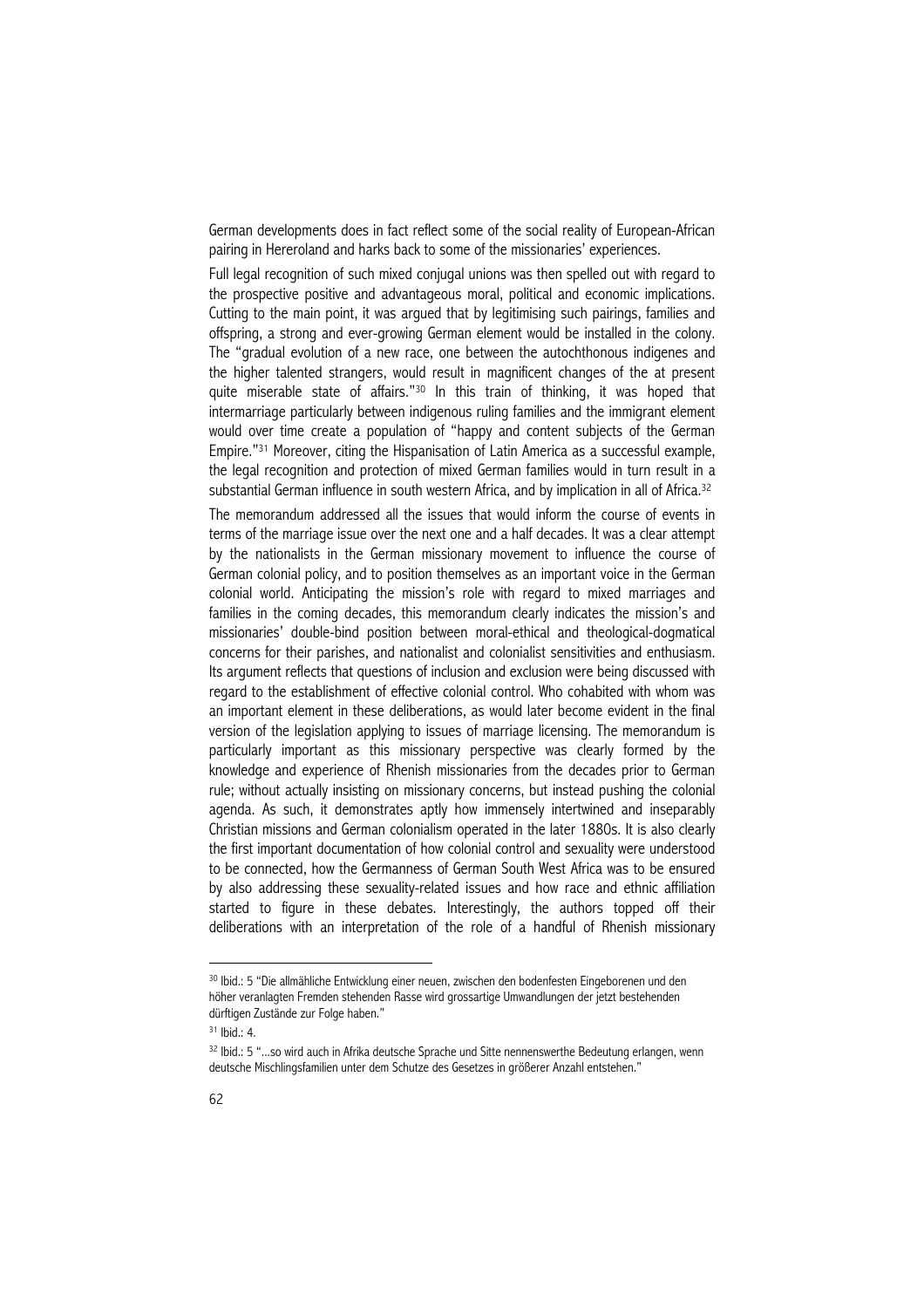German developments does in fact reflect some of the social reality of European-African pairing in Hereroland and harks back to some of the missionaries' experiences.

Full legal recognition of such mixed conjugal unions was then spelled out with regard to the prospective positive and advantageous moral, political and economic implications. Cutting to the main point, it was argued that by legitimising such pairings, families and offspring, a strong and ever-growing German element would be installed in the colony. The "gradual evolution of a new race, one between the autochthonous indigenes and the higher talented strangers, would result in magnificent changes of the at present quite miserable state of affairs."[30] In this train of thinking, it was hoped that intermarriage particularly between indigenous ruling families and the immigrant element would over time create a population of "happy and content subjects of the German Empire."[31] Moreover, citing the Hispanisation of Latin America as a successful example, the legal recognition and protection of mixed German families would in turn result in a substantial German influence in south western Africa, and by implication in all of Africa.[32]

The memorandum addressed all the issues that would inform the course of events in terms of the marriage issue over the next one and a half decades. It was a clear attempt by the nationalists in the German missionary movement to influence the course of German colonial policy, and to position themselves as an important voice in the German colonial world. Anticipating the mission's role with regard to mixed marriages and families in the coming decades, this memorandum clearly indicates the mission's and missionaries' double-bind position between moral-ethical and theological-dogmatical concerns for their parishes, and nationalist and colonialist sensitivities and enthusiasm. Its argument reflects that questions of inclusion and exclusion were being discussed with regard to the establishment of effective colonial control. Who cohabited with whom was an important element in these deliberations, as would later become evident in the final version of the legislation applying to issues of marriage licensing. The memorandum is particularly important as this missionary perspective was clearly formed by the knowledge and experience of Rhenish missionaries from the decades prior to German rule; without actually insisting on missionary concerns, but instead pushing the colonial agenda. As such, it demonstrates aptly how immensely intertwined and inseparably Christian missions and German colonialism operated in the later 1880s. It is also clearly the first important documentation of how colonial control and sexuality were understood to be connected, how the Germanness of German South West Africa was to be ensured by also addressing these sexuality-related issues and how race and ethnic affiliation started to figure in these debates. Interestingly, the authors topped off their deliberations with an interpretation of the role of a handful of Rhenish missionary

---

[30] Ibid.: 5 "Die allmähliche Entwicklung einer neuen, zwischen den bodenfesten Eingeborenen und den höher veranlagten Fremden stehenden Rasse wird grossartige Umwandlungen der jetzt bestehenden dürftigen Zustände zur Folge haben."

[31] Ibid.: 4.

[32] Ibid.: 5 "...so wird auch in Afrika deutsche Sprache und Sitte nennenswerthe Bedeutung erlangen, wenn deutsche Mischlingsfamilien unter dem Schutze des Gesetzes in größerer Anzahl entstehen."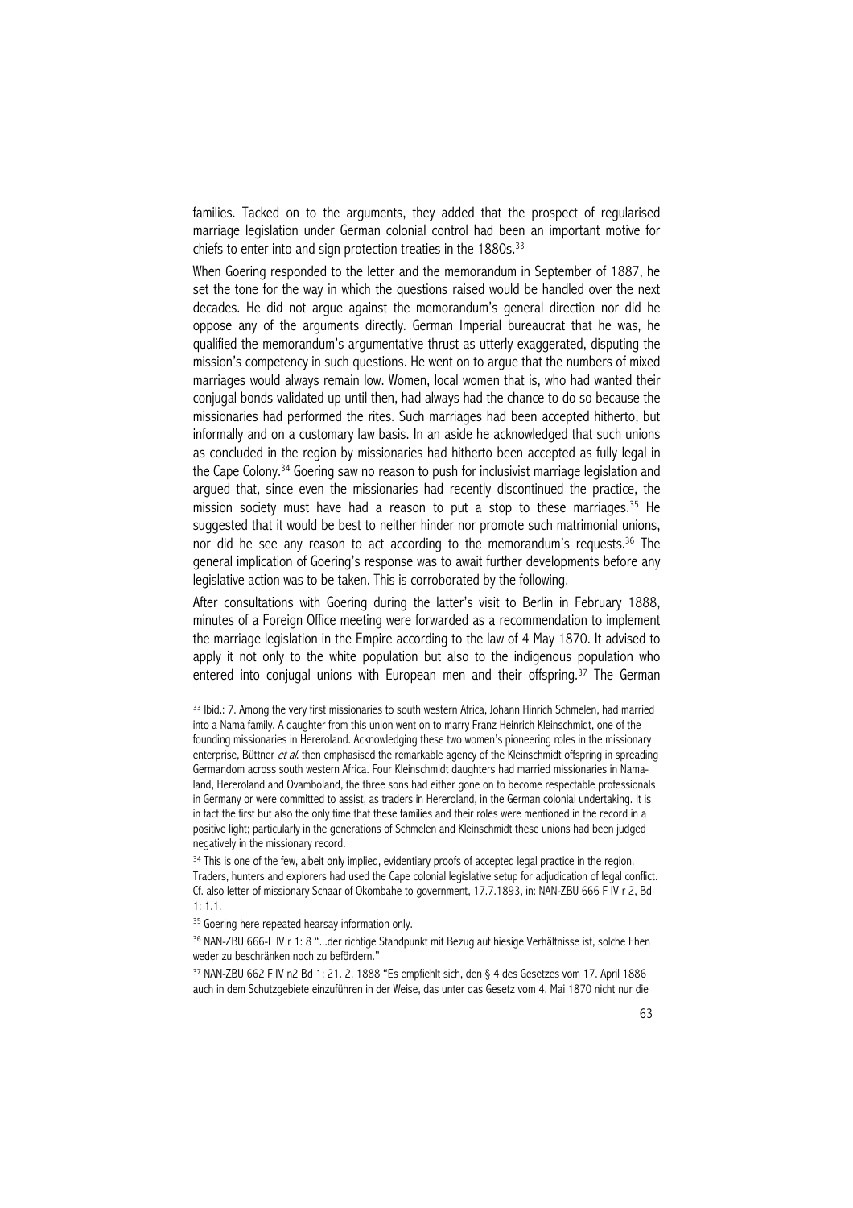families. Tacked on to the arguments, they added that the prospect of regularised marriage legislation under German colonial control had been an important motive for chiefs to enter into and sign protection treaties in the 1880s.[33]

When Goering responded to the letter and the memorandum in September of 1887, he set the tone for the way in which the questions raised would be handled over the next decades. He did not argue against the memorandum's general direction nor did he oppose any of the arguments directly. German Imperial bureaucrat that he was, he qualified the memorandum's argumentative thrust as utterly exaggerated, disputing the mission's competency in such questions. He went on to argue that the numbers of mixed marriages would always remain low. Women, local women that is, who had wanted their conjugal bonds validated up until then, had always had the chance to do so because the missionaries had performed the rites. Such marriages had been accepted hitherto, but informally and on a customary law basis. In an aside he acknowledged that such unions as concluded in the region by missionaries had hitherto been accepted as fully legal in the Cape Colony.[34] Goering saw no reason to push for inclusivist marriage legislation and argued that, since even the missionaries had recently discontinued the practice, the mission society must have had a reason to put a stop to these marriages.[35] He suggested that it would be best to neither hinder nor promote such matrimonial unions, nor did he see any reason to act according to the memorandum's requests.[36] The general implication of Goering's response was to await further developments before any legislative action was to be taken. This is corroborated by the following.

After consultations with Goering during the latter's visit to Berlin in February 1888, minutes of a Foreign Office meeting were forwarded as a recommendation to implement the marriage legislation in the Empire according to the law of 4 May 1870. It advised to apply it not only to the white population but also to the indigenous population who entered into conjugal unions with European men and their offspring.[37] The German

---

[33] Ibid.: 7. Among the very first missionaries to south western Africa, Johann Hinrich Schmelen, had married into a Nama family. A daughter from this union went on to marry Franz Heinrich Kleinschmidt, one of the founding missionaries in Hereroland. Acknowledging these two women's pioneering roles in the missionary enterprise, Büttner *et al.* then emphasised the remarkable agency of the Kleinschmidt offspring in spreading Germandom across south western Africa. Four Kleinschmidt daughters had married missionaries in Namaland, Hereroland and Ovamboland, the three sons had either gone on to become respectable professionals in Germany or were committed to assist, as traders in Hereroland, in the German colonial undertaking. It is in fact the first but also the only time that these families and their roles were mentioned in the record in a positive light; particularly in the generations of Schmelen and Kleinschmidt these unions had been judged negatively in the missionary record.

[34] This is one of the few, albeit only implied, evidentiary proofs of accepted legal practice in the region. Traders, hunters and explorers had used the Cape colonial legislative setup for adjudication of legal conflict. Cf. also letter of missionary Schaar of Okombahe to government, 17.7.1893, in: NAN-ZBU 666 F IV r 2, Bd 1: 1.1.

[35] Goering here repeated hearsay information only.

[36] NAN-ZBU 666-F IV r 1: 8 "...der richtige Standpunkt mit Bezug auf hiesige Verhältnisse ist, solche Ehen weder zu beschränken noch zu befördern."

[37] NAN-ZBU 662 F IV n2 Bd 1: 21. 2. 1888 "Es empfiehlt sich, den § 4 des Gesetzes vom 17. April 1886 auch in dem Schutzgebiete einzuführen in der Weise, das unter das Gesetz vom 4. Mai 1870 nicht nur die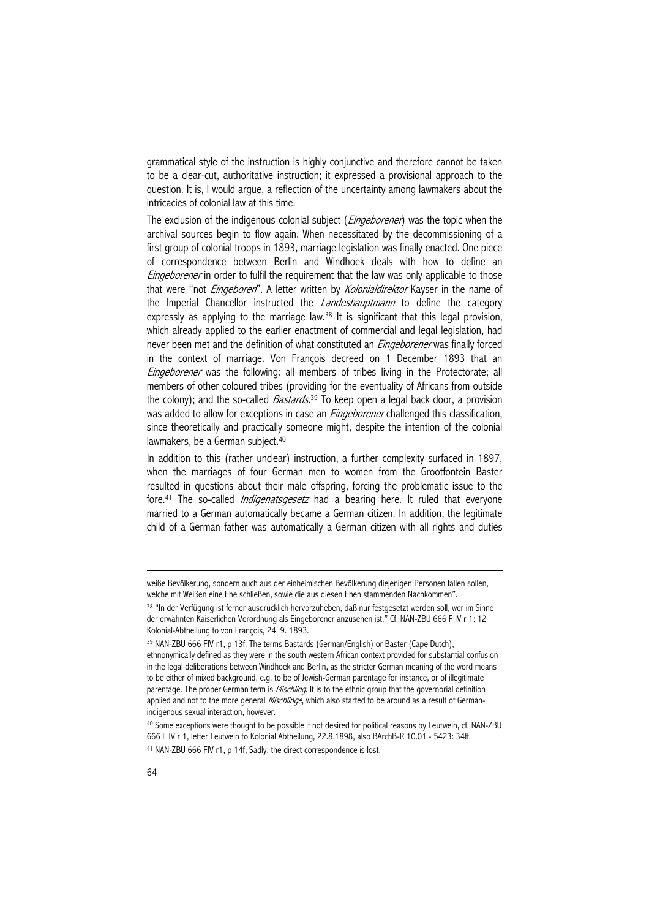grammatical style of the instruction is highly conjunctive and therefore cannot be taken to be a clear-cut, authoritative instruction; it expressed a provisional approach to the question. It is, I would argue, a reflection of the uncertainty among lawmakers about the intricacies of colonial law at this time.

The exclusion of the indigenous colonial subject (*Eingeborener*) was the topic when the archival sources begin to flow again. When necessitated by the decommissioning of a first group of colonial troops in 1893, marriage legislation was finally enacted. One piece of correspondence between Berlin and Windhoek deals with how to define an *Eingeborener* in order to fulfil the requirement that the law was only applicable to those that were "not *Eingeboren*". A letter written by *Kolonialdirektor* Kayser in the name of the Imperial Chancellor instructed the *Landeshauptmann* to define the category expressly as applying to the marriage law.[38] It is significant that this legal provision, which already applied to the earlier enactment of commercial and legal legislation, had never been met and the definition of what constituted an *Eingeborener* was finally forced in the context of marriage. Von François decreed on 1 December 1893 that an *Eingeborener* was the following: all members of tribes living in the Protectorate; all members of other coloured tribes (providing for the eventuality of Africans from outside the colony); and the so-called *Bastards*.[39] To keep open a legal back door, a provision was added to allow for exceptions in case an *Eingeborener* challenged this classification, since theoretically and practically someone might, despite the intention of the colonial lawmakers, be a German subject.[40]

In addition to this (rather unclear) instruction, a further complexity surfaced in 1897, when the marriages of four German men to women from the Grootfontein Baster resulted in questions about their male offspring, forcing the problematic issue to the fore.[41] The so-called *Indigenatsgesetz* had a bearing here. It ruled that everyone married to a German automatically became a German citizen. In addition, the legitimate child of a German father was automatically a German citizen with all rights and duties

---

weiße Bevölkerung, sondern auch aus der einheimischen Bevölkerung diejenigen Personen fallen sollen, welche mit Weißen eine Ehe schließen, sowie die aus diesen Ehen stammenden Nachkommen".

[38] "In der Verfügung ist ferner ausdrücklich hervorzuheben, daß nur festgesetzt werden soll, wer im Sinne der erwähnten Kaiserlichen Verordnung als Eingeborener anzusehen ist." Cf. NAN-ZBU 666 F IV r 1: 12 Kolonial-Abtheilung to von François, 24. 9. 1893.

[39] NAN-ZBU 666 FIV r1, p 13f. The terms Bastards (German/English) or Baster (Cape Dutch), ethnonymically defined as they were in the south western African context provided for substantial confusion in the legal deliberations between Windhoek and Berlin, as the stricter German meaning of the word means to be either of mixed background, e.g. to be of Jewish-German parentage for instance, or of illegitimate parentage. The proper German term is *Mischling*. It is to the ethnic group that the governorial definition applied and not to the more general *Mischlinge*, which also started to be around as a result of German-indigenous sexual interaction, however.

[40] Some exceptions were thought to be possible if not desired for political reasons by Leutwein, cf. NAN-ZBU 666 F IV r 1, letter Leutwein to Kolonial Abtheilung, 22.8.1898, also BArchB-R 10.01 - 5423: 34ff.

[41] NAN-ZBU 666 FIV r1, p 14f; Sadly, the direct correspondence is lost.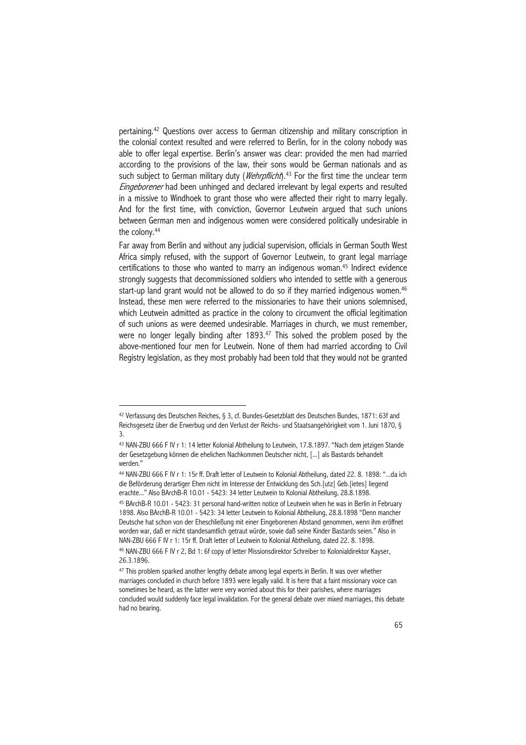pertaining.[42] Questions over access to German citizenship and military conscription in the colonial context resulted and were referred to Berlin, for in the colony nobody was able to offer legal expertise. Berlin's answer was clear: provided the men had married according to the provisions of the law, their sons would be German nationals and as such subject to German military duty (*Wehrpflicht*).[43] For the first time the unclear term *Eingeborener* had been unhinged and declared irrelevant by legal experts and resulted in a missive to Windhoek to grant those who were affected their right to marry legally. And for the first time, with conviction, Governor Leutwein argued that such unions between German men and indigenous women were considered politically undesirable in the colony.[44]

Far away from Berlin and without any judicial supervision, officials in German South West Africa simply refused, with the support of Governor Leutwein, to grant legal marriage certifications to those who wanted to marry an indigenous woman.[45] Indirect evidence strongly suggests that decommissioned soldiers who intended to settle with a generous start-up land grant would not be allowed to do so if they married indigenous women.[46] Instead, these men were referred to the missionaries to have their unions solemnised, which Leutwein admitted as practice in the colony to circumvent the official legitimation of such unions as were deemed undesirable. Marriages in church, we must remember, were no longer legally binding after 1893.[47] This solved the problem posed by the above-mentioned four men for Leutwein. None of them had married according to Civil Registry legislation, as they most probably had been told that they would not be granted

---

[42] Verfassung des Deutschen Reiches, § 3, cf. Bundes-Gesetzblatt des Deutschen Bundes, 1871: 63f and Reichsgesetz über die Erwerbug und den Verlust der Reichs- und Staatsangehörigkeit vom 1. Juni 1870, § 3.

[43] NAN-ZBU 666 F IV r 1: 14 letter Kolonial Abtheilung to Leutwein, 17.8.1897. "Nach dem jetzigen Stande der Gesetzgebung können die ehelichen Nachkommen Deutscher nicht, [...] als Bastards behandelt werden."

[44] NAN-ZBU 666 F IV r 1: 15r ff. Draft letter of Leutwein to Kolonial Abtheilung, dated 22. 8. 1898: "...da ich die Beförderung derartiger Ehen nicht im Interesse der Entwicklung des Sch.[utz] Geb.[ietes] liegend erachte..." Also BArchB-R 10.01 - 5423: 34 letter Leutwein to Kolonial Abtheilung, 28.8.1898.

[45] BArchB-R 10.01 - 5423: 31 personal hand-written notice of Leutwein when he was in Berlin in February 1898. Also BArchB-R 10.01 - 5423: 34 letter Leutwein to Kolonial Abtheilung, 28.8.1898 "Denn mancher Deutsche hat schon von der Eheschließung mit einer Eingeborenen Abstand genommen, wenn ihm eröffnet worden war, daß er nicht standesamtlich getraut würde, sowie daß seine Kinder Bastards seien." Also in NAN-ZBU 666 F IV r 1: 15r ff. Draft letter of Leutwein to Kolonial Abtheilung, dated 22. 8. 1898.

[46] NAN-ZBU 666 F IV r 2, Bd 1: 6f copy of letter Missionsdirektor Schreiber to Kolonialdirektor Kayser, 26.3.1896.

[47] This problem sparked another lengthy debate among legal experts in Berlin. It was over whether marriages concluded in church before 1893 were legally valid. It is here that a faint missionary voice can sometimes be heard, as the latter were very worried about this for their parishes, where marriages concluded would suddenly face legal invalidation. For the general debate over mixed marriages, this debate had no bearing.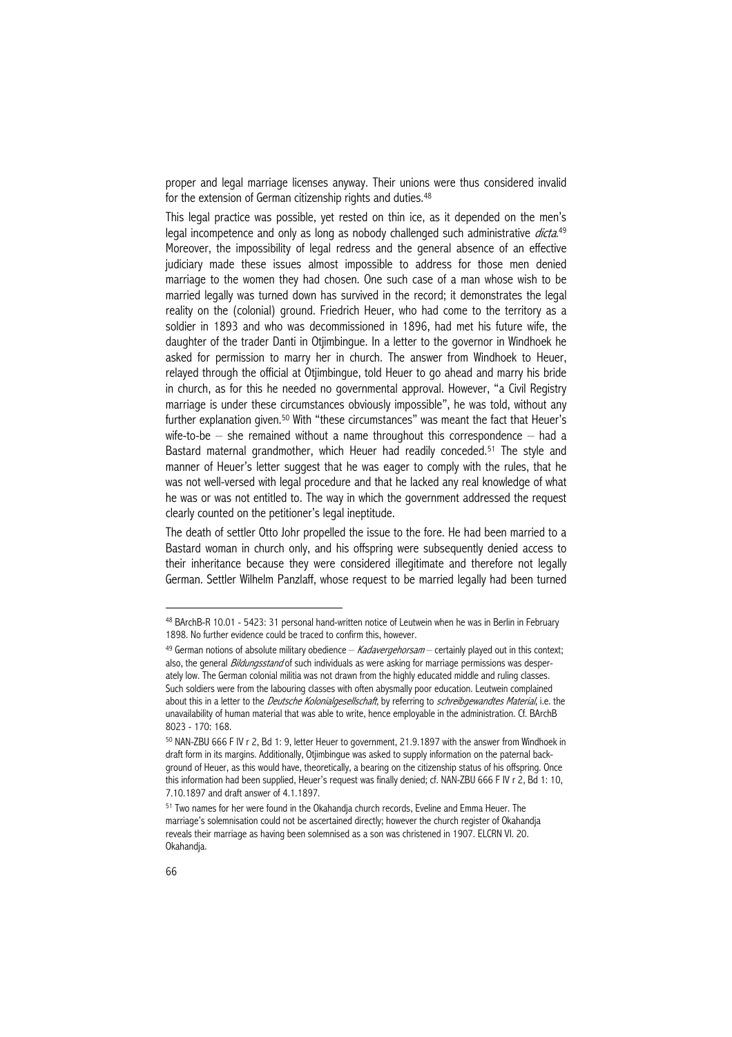proper and legal marriage licenses anyway. Their unions were thus considered invalid for the extension of German citizenship rights and duties.[48]

This legal practice was possible, yet rested on thin ice, as it depended on the men's legal incompetence and only as long as nobody challenged such administrative *dicta*.[49] Moreover, the impossibility of legal redress and the general absence of an effective judiciary made these issues almost impossible to address for those men denied marriage to the women they had chosen. One such case of a man whose wish to be married legally was turned down has survived in the record; it demonstrates the legal reality on the (colonial) ground. Friedrich Heuer, who had come to the territory as a soldier in 1893 and who was decommissioned in 1896, had met his future wife, the daughter of the trader Danti in Otjimbingue. In a letter to the governor in Windhoek he asked for permission to marry her in church. The answer from Windhoek to Heuer, relayed through the official at Otjimbingue, told Heuer to go ahead and marry his bride in church, as for this he needed no governmental approval. However, "a Civil Registry marriage is under these circumstances obviously impossible", he was told, without any further explanation given.[50] With "these circumstances" was meant the fact that Heuer's wife-to-be – she remained without a name throughout this correspondence – had a Bastard maternal grandmother, which Heuer had readily conceded.[51] The style and manner of Heuer's letter suggest that he was eager to comply with the rules, that he was not well-versed with legal procedure and that he lacked any real knowledge of what he was or was not entitled to. The way in which the government addressed the request clearly counted on the petitioner's legal ineptitude.

The death of settler Otto Johr propelled the issue to the fore. He had been married to a Bastard woman in church only, and his offspring were subsequently denied access to their inheritance because they were considered illegitimate and therefore not legally German. Settler Wilhelm Panzlaff, whose request to be married legally had been turned

---

[48] BArchB-R 10.01 - 5423: 31 personal hand-written notice of Leutwein when he was in Berlin in February 1898. No further evidence could be traced to confirm this, however.

[49] German notions of absolute military obedience – *Kadavergehorsam* – certainly played out in this context; also, the general *Bildungsstand* of such individuals as were asking for marriage permissions was desperately low. The German colonial militia was not drawn from the highly educated middle and ruling classes. Such soldiers were from the labouring classes with often abysmally poor education. Leutwein complained about this in a letter to the *Deutsche Kolonialgesellschaft*, by referring to *schreibgewandtes Material*, i.e. the unavailability of human material that was able to write, hence employable in the administration. Cf. BArchB 8023 - 170: 168.

[50] NAN-ZBU 666 F IV r 2, Bd 1: 9, letter Heuer to government, 21.9.1897 with the answer from Windhoek in draft form in its margins. Additionally, Otjimbingue was asked to supply information on the paternal background of Heuer, as this would have, theoretically, a bearing on the citizenship status of his offspring. Once this information had been supplied, Heuer's request was finally denied; cf. NAN-ZBU 666 F IV r 2, Bd 1: 10, 7.10.1897 and draft answer of 4.1.1897.

[51] Two names for her were found in the Okahandja church records, Eveline and Emma Heuer. The marriage's solemnisation could not be ascertained directly; however the church register of Okahandja reveals their marriage as having been solemnised as a son was christened in 1907. ELCRN VI. 20. Okahandja.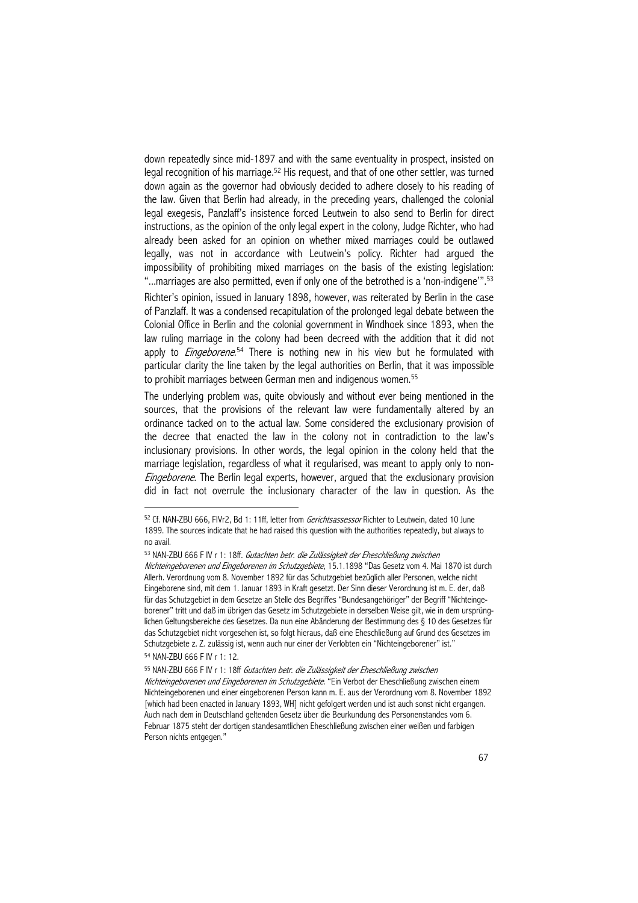down repeatedly since mid-1897 and with the same eventuality in prospect, insisted on legal recognition of his marriage.[52] His request, and that of one other settler, was turned down again as the governor had obviously decided to adhere closely to his reading of the law. Given that Berlin had already, in the preceding years, challenged the colonial legal exegesis, Panzlaff's insistence forced Leutwein to also send to Berlin for direct instructions, as the opinion of the only legal expert in the colony, Judge Richter, who had already been asked for an opinion on whether mixed marriages could be outlawed legally, was not in accordance with Leutwein's policy. Richter had argued the impossibility of prohibiting mixed marriages on the basis of the existing legislation: "...marriages are also permitted, even if only one of the betrothed is a 'non-indigene'".[53]

Richter's opinion, issued in January 1898, however, was reiterated by Berlin in the case of Panzlaff. It was a condensed recapitulation of the prolonged legal debate between the Colonial Office in Berlin and the colonial government in Windhoek since 1893, when the law ruling marriage in the colony had been decreed with the addition that it did not apply to *Eingeborene*.[54] There is nothing new in his view but he formulated with particular clarity the line taken by the legal authorities on Berlin, that it was impossible to prohibit marriages between German men and indigenous women.[55]

The underlying problem was, quite obviously and without ever being mentioned in the sources, that the provisions of the relevant law were fundamentally altered by an ordinance tacked on to the actual law. Some considered the exclusionary provision of the decree that enacted the law in the colony not in contradiction to the law's inclusionary provisions. In other words, the legal opinion in the colony held that the marriage legislation, regardless of what it regularised, was meant to apply only to non-*Eingeborene*. The Berlin legal experts, however, argued that the exclusionary provision did in fact not overrule the inclusionary character of the law in question. As the

---

[52] Cf. NAN-ZBU 666, FIVr2, Bd 1: 11ff, letter from *Gerichtsassessor* Richter to Leutwein, dated 10 June 1899. The sources indicate that he had raised this question with the authorities repeatedly, but always to no avail.

[53] NAN-ZBU 666 F IV r 1: 18ff. *Gutachten betr. die Zulässigkeit der Eheschließung zwischen Nichteingeborenen und Eingeborenen im Schutzgebiete*, 15.1.1898 "Das Gesetz vom 4. Mai 1870 ist durch Allerh. Verordnung vom 8. November 1892 für das Schutzgebiet bezüglich aller Personen, welche nicht Eingeborene sind, mit dem 1. Januar 1893 in Kraft gesetzt. Der Sinn dieser Verordnung ist m. E. der, daß für das Schutzgebiet in dem Gesetze an Stelle des Begriffes "Bundesangehöriger" der Begriff "Nichteingeborener" tritt und daß im übrigen das Gesetz im Schutzgebiete in derselben Weise gilt, wie in dem ursprünglichen Geltungsbereiche des Gesetzes. Da nun eine Abänderung der Bestimmung des § 10 des Gesetzes für das Schutzgebiet nicht vorgesehen ist, so folgt hieraus, daß eine Eheschließung auf Grund des Gesetzes im Schutzgebiete z. Z. zulässig ist, wenn auch nur einer der Verlobten ein "Nichteingeborener" ist."

[54] NAN-ZBU 666 F IV r 1: 12.

[55] NAN-ZBU 666 F IV r 1: 18ff *Gutachten betr. die Zulässigkeit der Eheschließung zwischen Nichteingeborenen und Eingeborenen im Schutzgebiete*. "Ein Verbot der Eheschließung zwischen einem Nichteingeborenen und einer eingeborenen Person kann m. E. aus der Verordnung vom 8. November 1892 [which had been enacted in January 1893, WH] nicht gefolgert werden und ist auch sonst nicht ergangen. Auch nach dem in Deutschland geltenden Gesetz über die Beurkundung des Personenstandes vom 6. Februar 1875 steht der dortigen standesamtlichen Eheschließung zwischen einer weißen und farbigen Person nichts entgegen."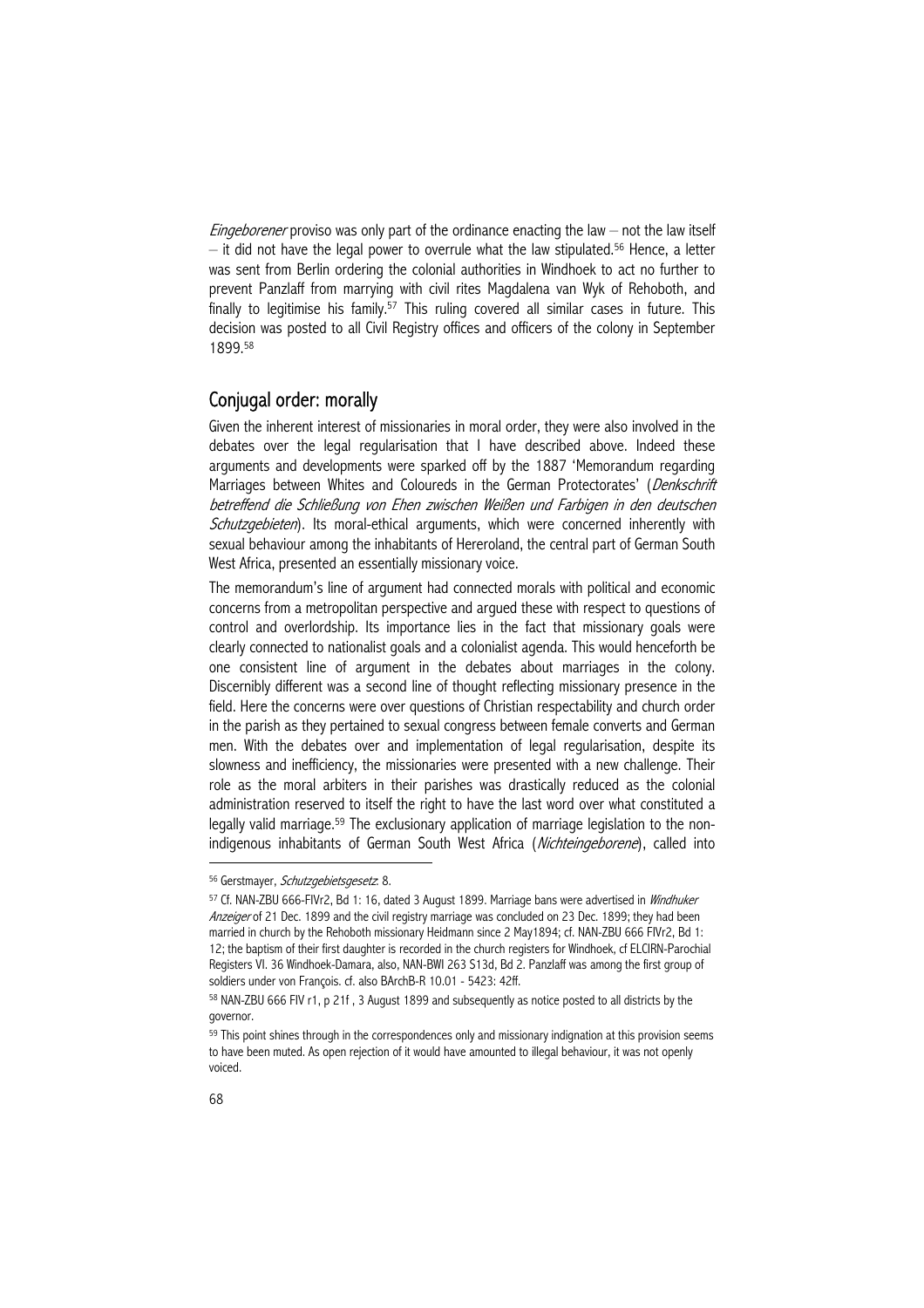*Eingeborener* proviso was only part of the ordinance enacting the law – not the law itself – it did not have the legal power to overrule what the law stipulated.[56] Hence, a letter was sent from Berlin ordering the colonial authorities in Windhoek to act no further to prevent Panzlaff from marrying with civil rites Magdalena van Wyk of Rehoboth, and finally to legitimise his family.[57] This ruling covered all similar cases in future. This decision was posted to all Civil Registry offices and officers of the colony in September 1899.[58]

## Conjugal order: morally

Given the inherent interest of missionaries in moral order, they were also involved in the debates over the legal regularisation that I have described above. Indeed these arguments and developments were sparked off by the 1887 'Memorandum regarding Marriages between Whites and Coloureds in the German Protectorates' (*Denkschrift betreffend die Schließung von Ehen zwischen Weißen und Farbigen in den deutschen Schutzgebieten*). Its moral-ethical arguments, which were concerned inherently with sexual behaviour among the inhabitants of Hereroland, the central part of German South West Africa, presented an essentially missionary voice.

The memorandum's line of argument had connected morals with political and economic concerns from a metropolitan perspective and argued these with respect to questions of control and overlordship. Its importance lies in the fact that missionary goals were clearly connected to nationalist goals and a colonialist agenda. This would henceforth be one consistent line of argument in the debates about marriages in the colony. Discernibly different was a second line of thought reflecting missionary presence in the field. Here the concerns were over questions of Christian respectability and church order in the parish as they pertained to sexual congress between female converts and German men. With the debates over and implementation of legal regularisation, despite its slowness and inefficiency, the missionaries were presented with a new challenge. Their role as the moral arbiters in their parishes was drastically reduced as the colonial administration reserved to itself the right to have the last word over what constituted a legally valid marriage.[59] The exclusionary application of marriage legislation to the non-indigenous inhabitants of German South West Africa (*Nichteingeborene*), called into

---

[56] Gerstmayer, *Schutzgebietsgesetz*: 8.

[57] Cf. NAN-ZBU 666-FIVr2, Bd 1: 16, dated 3 August 1899. Marriage bans were advertised in *Windhuker Anzeiger* of 21 Dec. 1899 and the civil registry marriage was concluded on 23 Dec. 1899; they had been married in church by the Rehoboth missionary Heidmann since 2 May1894; cf. NAN-ZBU 666 FIVr2, Bd 1: 12; the baptism of their first daughter is recorded in the church registers for Windhoek, cf ELCIRN-Parochial Registers VI. 36 Windhoek-Damara, also, NAN-BWI 263 S13d, Bd 2. Panzlaff was among the first group of soldiers under von François. cf. also BArchB-R 10.01 - 5423: 42ff.

[58] NAN-ZBU 666 FIV r1, p 21f , 3 August 1899 and subsequently as notice posted to all districts by the governor.

[59] This point shines through in the correspondences only and missionary indignation at this provision seems to have been muted. As open rejection of it would have amounted to illegal behaviour, it was not openly voiced.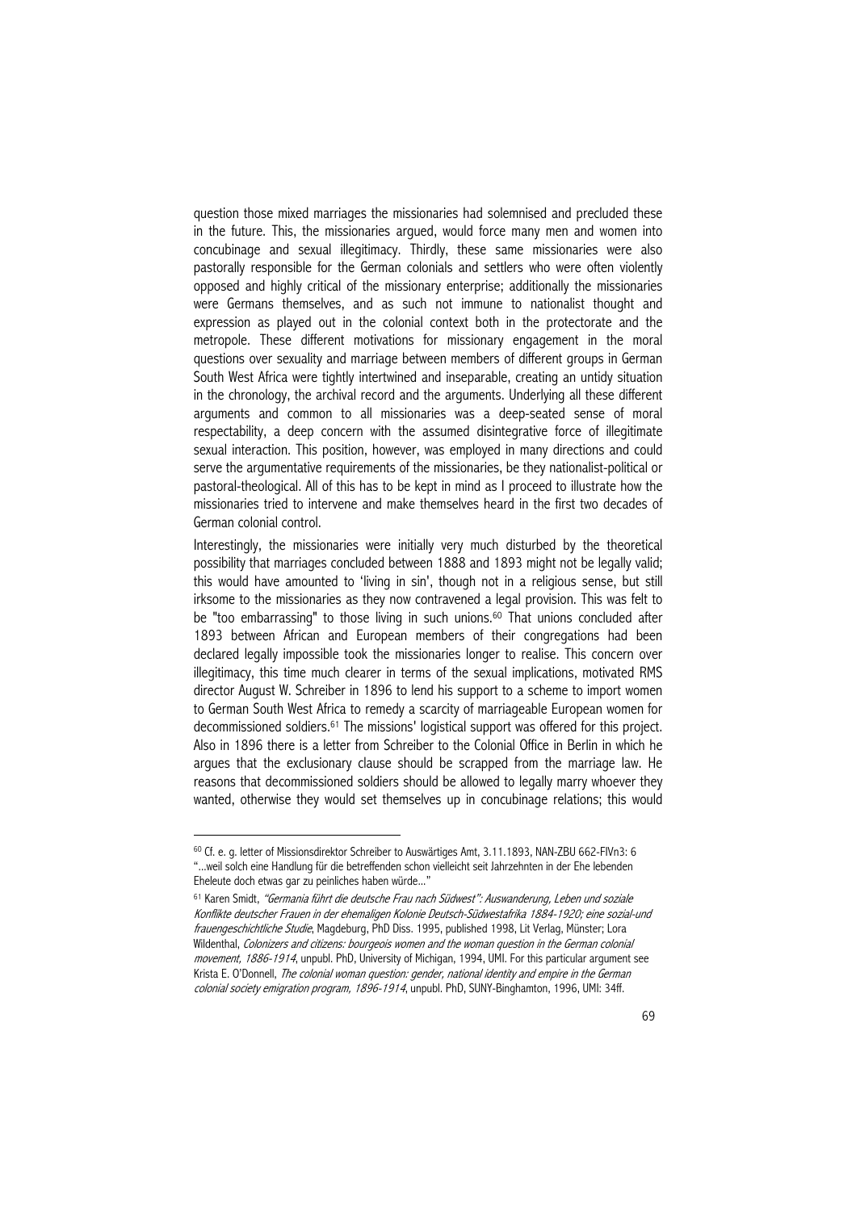question those mixed marriages the missionaries had solemnised and precluded these in the future. This, the missionaries argued, would force many men and women into concubinage and sexual illegitimacy. Thirdly, these same missionaries were also pastorally responsible for the German colonials and settlers who were often violently opposed and highly critical of the missionary enterprise; additionally the missionaries were Germans themselves, and as such not immune to nationalist thought and expression as played out in the colonial context both in the protectorate and the metropole. These different motivations for missionary engagement in the moral questions over sexuality and marriage between members of different groups in German South West Africa were tightly intertwined and inseparable, creating an untidy situation in the chronology, the archival record and the arguments. Underlying all these different arguments and common to all missionaries was a deep-seated sense of moral respectability, a deep concern with the assumed disintegrative force of illegitimate sexual interaction. This position, however, was employed in many directions and could serve the argumentative requirements of the missionaries, be they nationalist-political or pastoral-theological. All of this has to be kept in mind as I proceed to illustrate how the missionaries tried to intervene and make themselves heard in the first two decades of German colonial control.

Interestingly, the missionaries were initially very much disturbed by the theoretical possibility that marriages concluded between 1888 and 1893 might not be legally valid; this would have amounted to 'living in sin', though not in a religious sense, but still irksome to the missionaries as they now contravened a legal provision. This was felt to be "too embarrassing" to those living in such unions.[60] That unions concluded after 1893 between African and European members of their congregations had been declared legally impossible took the missionaries longer to realise. This concern over illegitimacy, this time much clearer in terms of the sexual implications, motivated RMS director August W. Schreiber in 1896 to lend his support to a scheme to import women to German South West Africa to remedy a scarcity of marriageable European women for decommissioned soldiers.[61] The missions' logistical support was offered for this project. Also in 1896 there is a letter from Schreiber to the Colonial Office in Berlin in which he argues that the exclusionary clause should be scrapped from the marriage law. He reasons that decommissioned soldiers should be allowed to legally marry whoever they wanted, otherwise they would set themselves up in concubinage relations; this would

---

[60] Cf. e. g. letter of Missionsdirektor Schreiber to Auswärtiges Amt, 3.11.1893, NAN-ZBU 662-FIVn3: 6 "...weil solch eine Handlung für die betreffenden schon vielleicht seit Jahrzehnten in der Ehe lebenden Eheleute doch etwas gar zu peinliches haben würde..."

[61] Karen Smidt, *"Germania führt die deutsche Frau nach Südwest": Auswanderung, Leben und soziale Konflikte deutscher Frauen in der ehemaligen Kolonie Deutsch-Südwestafrika 1884-1920; eine sozial-und frauengeschichtliche Studie*, Magdeburg, PhD Diss. 1995, published 1998, Lit Verlag, Münster; Lora Wildenthal, *Colonizers and citizens: bourgeois women and the woman question in the German colonial movement, 1886-1914*, unpubl. PhD, University of Michigan, 1994, UMI. For this particular argument see Krista E. O'Donnell, *The colonial woman question: gender, national identity and empire in the German colonial society emigration program, 1896-1914*, unpubl. PhD, SUNY-Binghamton, 1996, UMI: 34ff.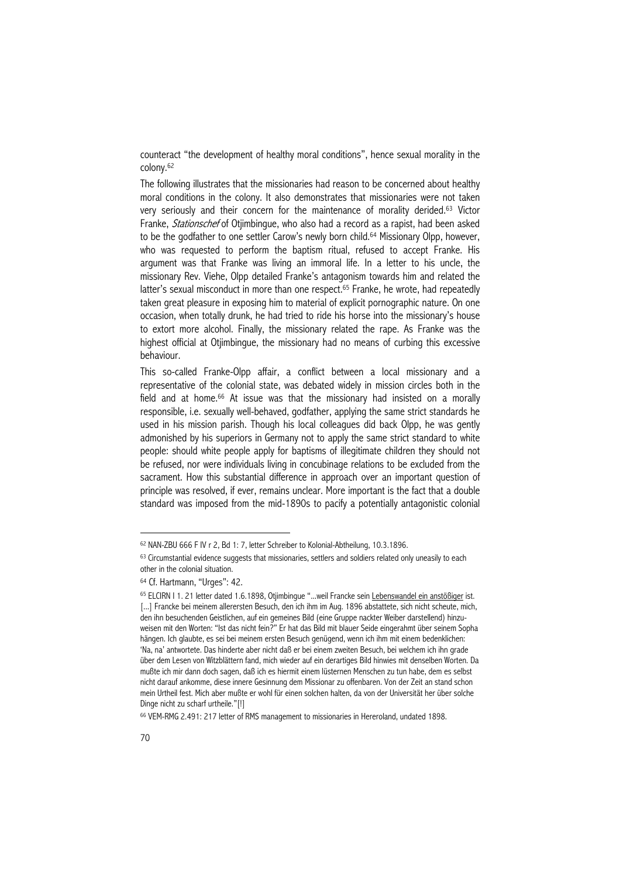counteract "the development of healthy moral conditions", hence sexual morality in the colony.[62]

The following illustrates that the missionaries had reason to be concerned about healthy moral conditions in the colony. It also demonstrates that missionaries were not taken very seriously and their concern for the maintenance of morality derided.[63] Victor Franke, *Stationschef* of Otjimbingue, who also had a record as a rapist, had been asked to be the godfather to one settler Carow's newly born child.[64] Missionary Olpp, however, who was requested to perform the baptism ritual, refused to accept Franke. His argument was that Franke was living an immoral life. In a letter to his uncle, the missionary Rev. Viehe, Olpp detailed Franke's antagonism towards him and related the latter's sexual misconduct in more than one respect.[65] Franke, he wrote, had repeatedly taken great pleasure in exposing him to material of explicit pornographic nature. On one occasion, when totally drunk, he had tried to ride his horse into the missionary's house to extort more alcohol. Finally, the missionary related the rape. As Franke was the highest official at Otjimbingue, the missionary had no means of curbing this excessive behaviour.

This so-called Franke-Olpp affair, a conflict between a local missionary and a representative of the colonial state, was debated widely in mission circles both in the field and at home.[66] At issue was that the missionary had insisted on a morally responsible, i.e. sexually well-behaved, godfather, applying the same strict standards he used in his mission parish. Though his local colleagues did back Olpp, he was gently admonished by his superiors in Germany not to apply the same strict standard to white people: should white people apply for baptisms of illegitimate children they should not be refused, nor were individuals living in concubinage relations to be excluded from the sacrament. How this substantial difference in approach over an important question of principle was resolved, if ever, remains unclear. More important is the fact that a double standard was imposed from the mid-1890s to pacify a potentially antagonistic colonial

---

[62] NAN-ZBU 666 F IV r 2, Bd 1: 7, letter Schreiber to Kolonial-Abtheilung, 10.3.1896.

[63] Circumstantial evidence suggests that missionaries, settlers and soldiers related only uneasily to each other in the colonial situation.

[64] Cf. Hartmann, "Urges": 42.

[65] ELCIRN I 1. 21 letter dated 1.6.1898, Otjimbingue "...weil Francke sein Lebenswandel ein anstößiger ist. [...] Francke bei meinem allerersten Besuch, den ich ihm im Aug. 1896 abstattete, sich nicht scheute, mich, den ihn besuchenden Geistlichen, auf ein gemeines Bild (eine Gruppe nackter Weiber darstellend) hinzuweisen mit den Worten: "Ist das nicht fein?" Er hat das Bild mit blauer Seide eingerahmt über seinem Sopha hängen. Ich glaubte, es sei bei meinem ersten Besuch genügend, wenn ich ihm mit einem bedenklichen: 'Na, na' antwortete. Das hinderte aber nicht daß er bei einem zweiten Besuch, bei welchem ich ihn grade über dem Lesen von Witzblättern fand, mich wieder auf ein derartiges Bild hinwies mit denselben Worten. Da mußte ich mir dann doch sagen, daß ich es hiermit einem lüsternen Menschen zu tun habe, dem es selbst nicht darauf ankomme, diese innere Gesinnung dem Missionar zu offenbaren. Von der Zeit an stand schon mein Urtheil fest. Mich aber mußte er wohl für einen solchen halten, da von der Universität her über solche Dinge nicht zu scharf urtheile."[!]

[66] VEM-RMG 2.491: 217 letter of RMS management to missionaries in Hereroland, undated 1898.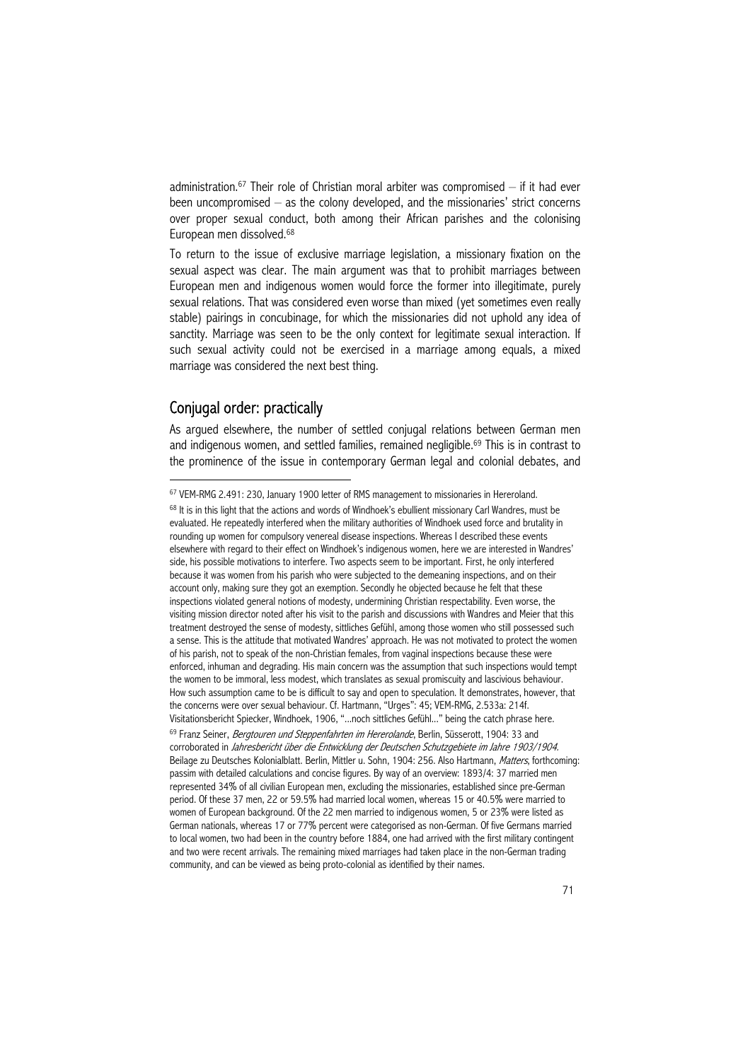administration.[67] Their role of Christian moral arbiter was compromised – if it had ever been uncompromised – as the colony developed, and the missionaries' strict concerns over proper sexual conduct, both among their African parishes and the colonising European men dissolved.[68]

To return to the issue of exclusive marriage legislation, a missionary fixation on the sexual aspect was clear. The main argument was that to prohibit marriages between European men and indigenous women would force the former into illegitimate, purely sexual relations. That was considered even worse than mixed (yet sometimes even really stable) pairings in concubinage, for which the missionaries did not uphold any idea of sanctity. Marriage was seen to be the only context for legitimate sexual interaction. If such sexual activity could not be exercised in a marriage among equals, a mixed marriage was considered the next best thing.

## Conjugal order: practically

As argued elsewhere, the number of settled conjugal relations between German men and indigenous women, and settled families, remained negligible.[69] This is in contrast to the prominence of the issue in contemporary German legal and colonial debates, and

---

[67] VEM-RMG 2.491: 230, January 1900 letter of RMS management to missionaries in Hereroland.

[68] It is in this light that the actions and words of Windhoek's ebullient missionary Carl Wandres, must be evaluated. He repeatedly interfered when the military authorities of Windhoek used force and brutality in rounding up women for compulsory venereal disease inspections. Whereas I described these events elsewhere with regard to their effect on Windhoek's indigenous women, here we are interested in Wandres' side, his possible motivations to interfere. Two aspects seem to be important. First, he only interfered because it was women from his parish who were subjected to the demeaning inspections, and on their account only, making sure they got an exemption. Secondly he objected because he felt that these inspections violated general notions of modesty, undermining Christian respectability. Even worse, the visiting mission director noted after his visit to the parish and discussions with Wandres and Meier that this treatment destroyed the sense of modesty, sittliches Gefühl, among those women who still possessed such a sense. This is the attitude that motivated Wandres' approach. He was not motivated to protect the women of his parish, not to speak of the non-Christian females, from vaginal inspections because these were enforced, inhuman and degrading. His main concern was the assumption that such inspections would tempt the women to be immoral, less modest, which translates as sexual promiscuity and lascivious behaviour. How such assumption came to be is difficult to say and open to speculation. It demonstrates, however, that the concerns were over sexual behaviour. Cf. Hartmann, "Urges": 45; VEM-RMG, 2.533a: 214f. Visitationsbericht Spiecker, Windhoek, 1906, "...noch sittliches Gefühl..." being the catch phrase here.

[69] Franz Seiner, *Bergtouren und Steppenfahrten im Hererolande*, Berlin, Süsserott, 1904: 33 and corroborated in *Jahresbericht über die Entwicklung der Deutschen Schutzgebiete im Jahre 1903/1904*. Beilage zu Deutsches Kolonialblatt. Berlin, Mittler u. Sohn, 1904: 256. Also Hartmann, *Matters*, forthcoming: passim with detailed calculations and concise figures. By way of an overview: 1893/4: 37 married men represented 34% of all civilian European men, excluding the missionaries, established since pre-German period. Of these 37 men, 22 or 59.5% had married local women, whereas 15 or 40.5% were married to women of European background. Of the 22 men married to indigenous women, 5 or 23% were listed as German nationals, whereas 17 or 77% percent were categorised as non-German. Of five Germans married to local women, two had been in the country before 1884, one had arrived with the first military contingent and two were recent arrivals. The remaining mixed marriages had taken place in the non-German trading community, and can be viewed as being proto-colonial as identified by their names.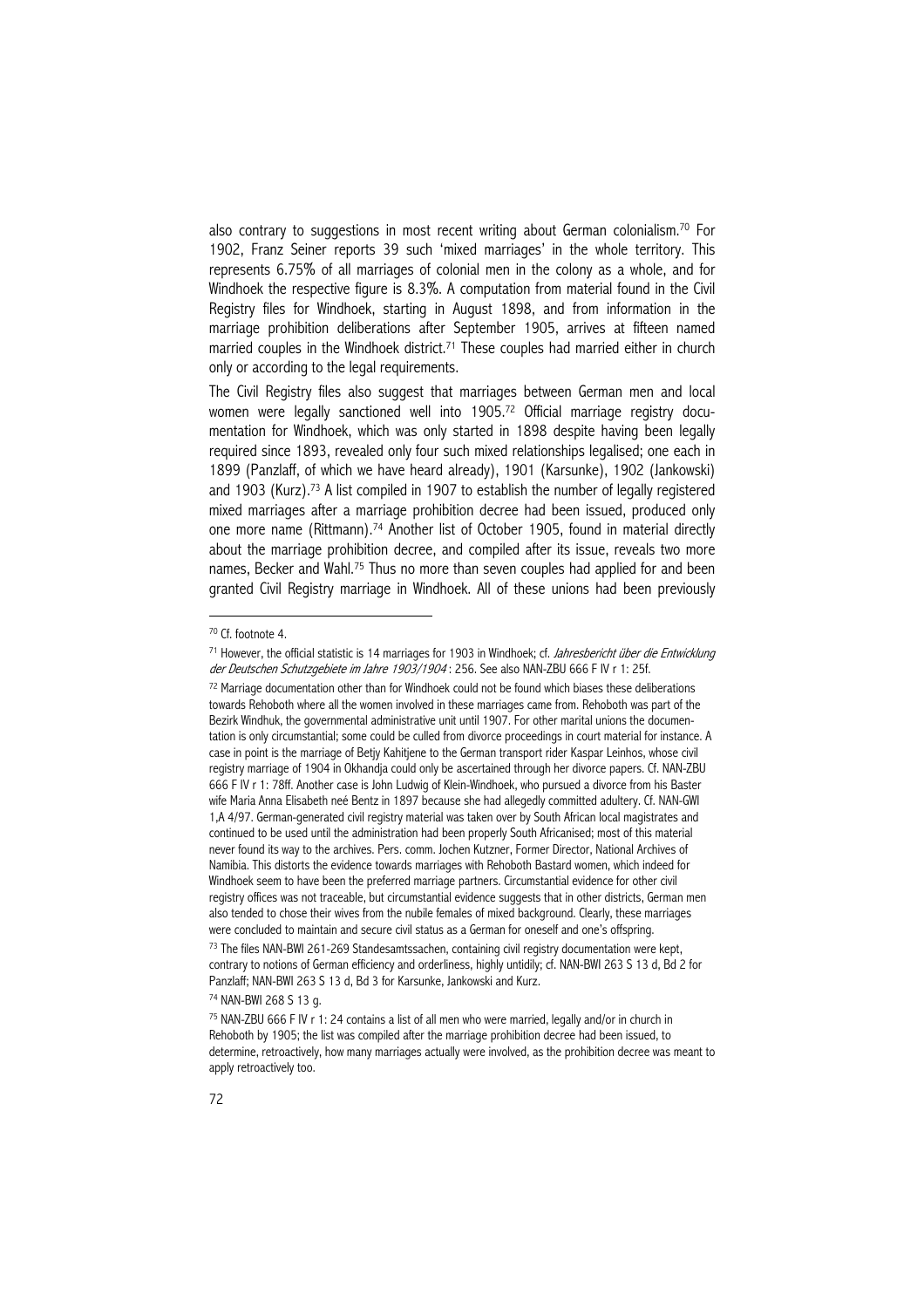also contrary to suggestions in most recent writing about German colonialism.[70] For 1902, Franz Seiner reports 39 such 'mixed marriages' in the whole territory. This represents 6.75% of all marriages of colonial men in the colony as a whole, and for Windhoek the respective figure is 8.3%. A computation from material found in the Civil Registry files for Windhoek, starting in August 1898, and from information in the marriage prohibition deliberations after September 1905, arrives at fifteen named married couples in the Windhoek district.[71] These couples had married either in church only or according to the legal requirements.

The Civil Registry files also suggest that marriages between German men and local women were legally sanctioned well into 1905.[72] Official marriage registry documentation for Windhoek, which was only started in 1898 despite having been legally required since 1893, revealed only four such mixed relationships legalised; one each in 1899 (Panzlaff, of which we have heard already), 1901 (Karsunke), 1902 (Jankowski) and 1903 (Kurz).[73] A list compiled in 1907 to establish the number of legally registered mixed marriages after a marriage prohibition decree had been issued, produced only one more name (Rittmann).[74] Another list of October 1905, found in material directly about the marriage prohibition decree, and compiled after its issue, reveals two more names, Becker and Wahl.[75] Thus no more than seven couples had applied for and been granted Civil Registry marriage in Windhoek. All of these unions had been previously

---

[70] Cf. footnote 4.

[71] However, the official statistic is 14 marriages for 1903 in Windhoek; cf. *Jahresbericht über die Entwicklung der Deutschen Schutzgebiete im Jahre 1903/1904*: 256. See also NAN-ZBU 666 F IV r 1: 25f.

[72] Marriage documentation other than for Windhoek could not be found which biases these deliberations towards Rehoboth where all the women involved in these marriages came from. Rehoboth was part of the Bezirk Windhuk, the governmental administrative unit until 1907. For other marital unions the documentation is only circumstantial; some could be culled from divorce proceedings in court material for instance. A case in point is the marriage of Betjy Kahitjene to the German transport rider Kaspar Leinhos, whose civil registry marriage of 1904 in Okhandja could only be ascertained through her divorce papers. Cf. NAN-ZBU 666 F IV r 1: 78ff. Another case is John Ludwig of Klein-Windhoek, who pursued a divorce from his Baster wife Maria Anna Elisabeth neé Bentz in 1897 because she had allegedly committed adultery. Cf. NAN-GWI 1,A 4/97. German-generated civil registry material was taken over by South African local magistrates and continued to be used until the administration had been properly South Africanised; most of this material never found its way to the archives. Pers. comm. Jochen Kutzner, Former Director, National Archives of Namibia. This distorts the evidence towards marriages with Rehoboth Bastard women, which indeed for Windhoek seem to have been the preferred marriage partners. Circumstantial evidence for other civil registry offices was not traceable, but circumstantial evidence suggests that in other districts, German men also tended to chose their wives from the nubile females of mixed background. Clearly, these marriages were concluded to maintain and secure civil status as a German for oneself and one's offspring.

[73] The files NAN-BWI 261-269 Standesamtssachen, containing civil registry documentation were kept, contrary to notions of German efficiency and orderliness, highly untidily; cf. NAN-BWI 263 S 13 d, Bd 2 for Panzlaff; NAN-BWI 263 S 13 d, Bd 3 for Karsunke, Jankowski and Kurz.

[74] NAN-BWI 268 S 13 g.

[75] NAN-ZBU 666 F IV r 1: 24 contains a list of all men who were married, legally and/or in church in Rehoboth by 1905; the list was compiled after the marriage prohibition decree had been issued, to determine, retroactively, how many marriages actually were involved, as the prohibition decree was meant to apply retroactively too.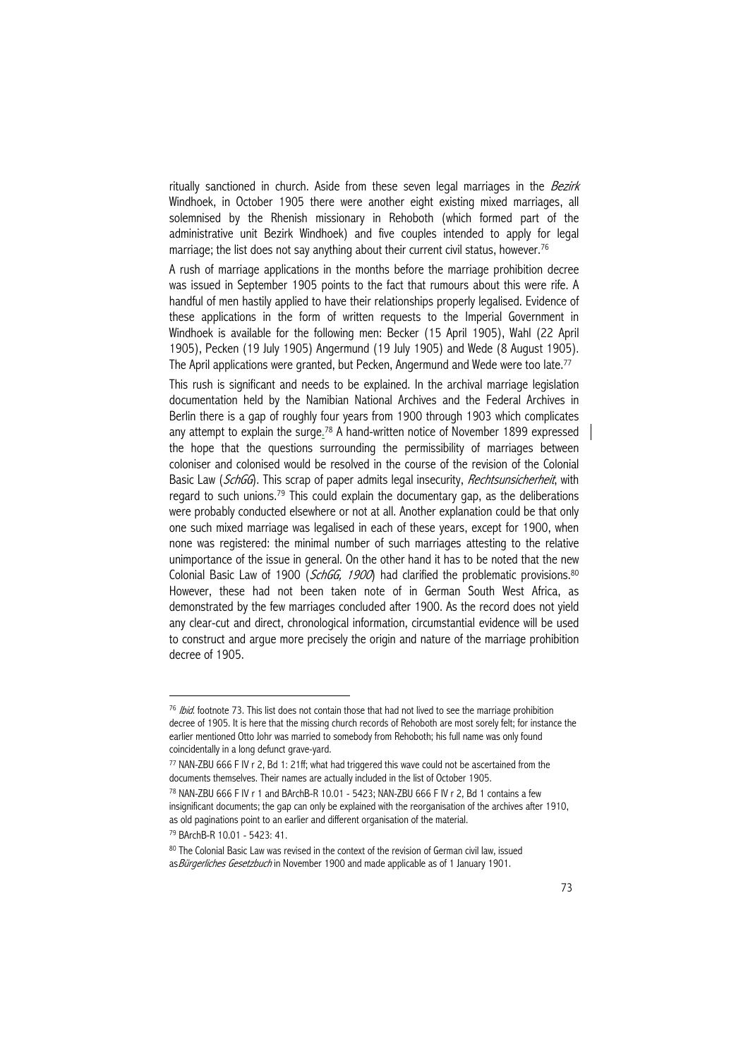ritually sanctioned in church. Aside from these seven legal marriages in the *Bezirk* Windhoek, in October 1905 there were another eight existing mixed marriages, all solemnised by the Rhenish missionary in Rehoboth (which formed part of the administrative unit Bezirk Windhoek) and five couples intended to apply for legal marriage; the list does not say anything about their current civil status, however.[76]

A rush of marriage applications in the months before the marriage prohibition decree was issued in September 1905 points to the fact that rumours about this were rife. A handful of men hastily applied to have their relationships properly legalised. Evidence of these applications in the form of written requests to the Imperial Government in Windhoek is available for the following men: Becker (15 April 1905), Wahl (22 April 1905), Pecken (19 July 1905) Angermund (19 July 1905) and Wede (8 August 1905). The April applications were granted, but Pecken, Angermund and Wede were too late.[77]

This rush is significant and needs to be explained. In the archival marriage legislation documentation held by the Namibian National Archives and the Federal Archives in Berlin there is a gap of roughly four years from 1900 through 1903 which complicates any attempt to explain the surge.[78] A hand-written notice of November 1899 expressed the hope that the questions surrounding the permissibility of marriages between coloniser and colonised would be resolved in the course of the revision of the Colonial Basic Law (*SchGG*). This scrap of paper admits legal insecurity, *Rechtsunsicherheit*, with regard to such unions.[79] This could explain the documentary gap, as the deliberations were probably conducted elsewhere or not at all. Another explanation could be that only one such mixed marriage was legalised in each of these years, except for 1900, when none was registered: the minimal number of such marriages attesting to the relative unimportance of the issue in general. On the other hand it has to be noted that the new Colonial Basic Law of 1900 (*SchGG, 1900*) had clarified the problematic provisions.[80] However, these had not been taken note of in German South West Africa, as demonstrated by the few marriages concluded after 1900. As the record does not yield any clear-cut and direct, chronological information, circumstantial evidence will be used to construct and argue more precisely the origin and nature of the marriage prohibition decree of 1905.

---

[76] *Ibid.* footnote 73. This list does not contain those that had not lived to see the marriage prohibition decree of 1905. It is here that the missing church records of Rehoboth are most sorely felt; for instance the earlier mentioned Otto Johr was married to somebody from Rehoboth; his full name was only found coincidentally in a long defunct grave-yard.

[77] NAN-ZBU 666 F IV r 2, Bd 1: 21ff; what had triggered this wave could not be ascertained from the documents themselves. Their names are actually included in the list of October 1905.

[78] NAN-ZBU 666 F IV r 1 and BArchB-R 10.01 - 5423; NAN-ZBU 666 F IV r 2, Bd 1 contains a few insignificant documents; the gap can only be explained with the reorganisation of the archives after 1910, as old paginations point to an earlier and different organisation of the material.

[79] BArchB-R 10.01 - 5423: 41.

[80] The Colonial Basic Law was revised in the context of the revision of German civil law, issued as *Bürgerliches Gesetzbuch* in November 1900 and made applicable as of 1 January 1901.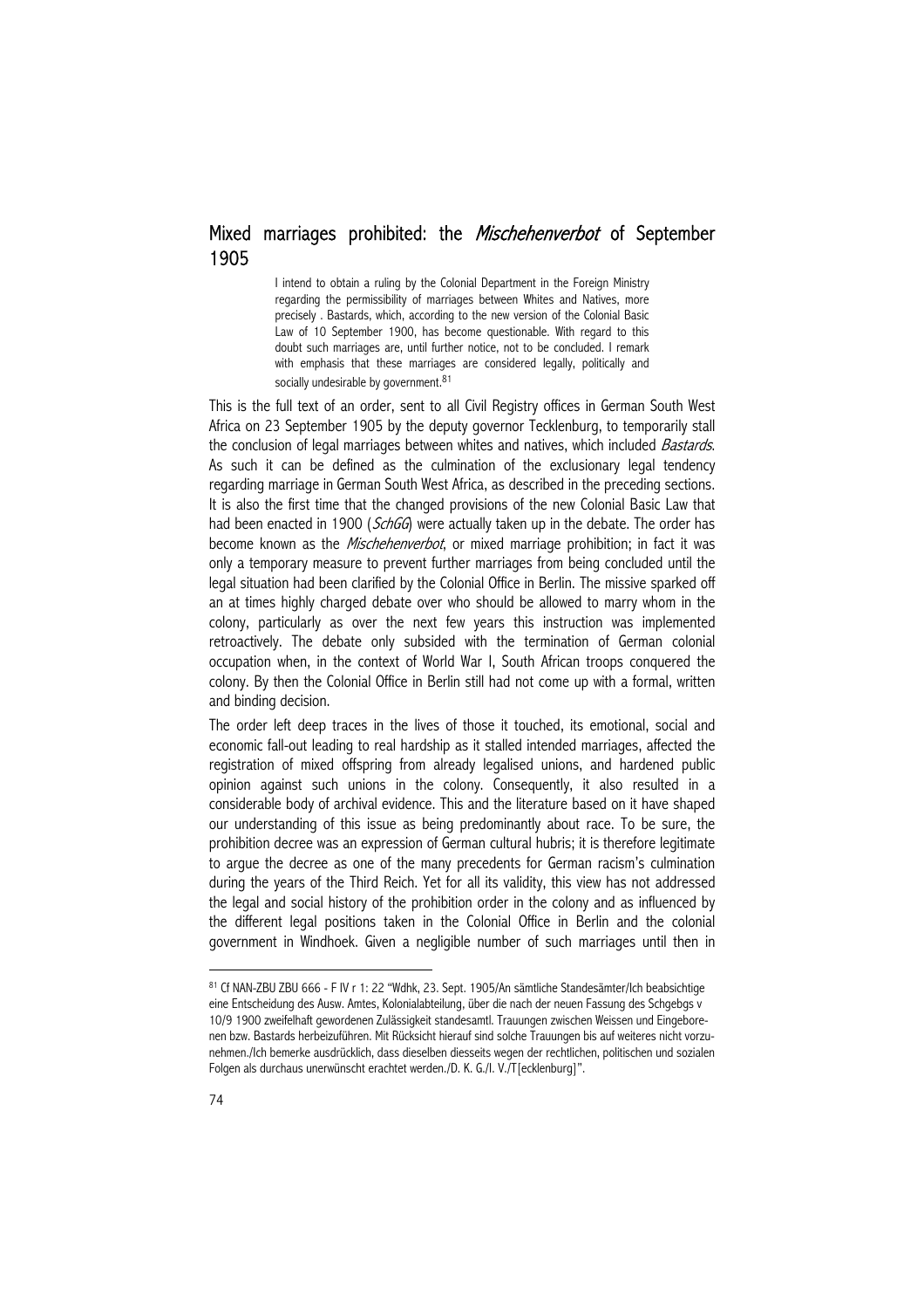## Mixed marriages prohibited: the *Mischehenverbot* of September 1905

> I intend to obtain a ruling by the Colonial Department in the Foreign Ministry regarding the permissibility of marriages between Whites and Natives, more precisely . Bastards, which, according to the new version of the Colonial Basic Law of 10 September 1900, has become questionable. With regard to this doubt such marriages are, until further notice, not to be concluded. I remark with emphasis that these marriages are considered legally, politically and socially undesirable by government.[81]

This is the full text of an order, sent to all Civil Registry offices in German South West Africa on 23 September 1905 by the deputy governor Tecklenburg, to temporarily stall the conclusion of legal marriages between whites and natives, which included *Bastards*. As such it can be defined as the culmination of the exclusionary legal tendency regarding marriage in German South West Africa, as described in the preceding sections. It is also the first time that the changed provisions of the new Colonial Basic Law that had been enacted in 1900 (*SchGG*) were actually taken up in the debate. The order has become known as the *Mischehenverbot*, or mixed marriage prohibition; in fact it was only a temporary measure to prevent further marriages from being concluded until the legal situation had been clarified by the Colonial Office in Berlin. The missive sparked off an at times highly charged debate over who should be allowed to marry whom in the colony, particularly as over the next few years this instruction was implemented retroactively. The debate only subsided with the termination of German colonial occupation when, in the context of World War I, South African troops conquered the colony. By then the Colonial Office in Berlin still had not come up with a formal, written and binding decision.

The order left deep traces in the lives of those it touched, its emotional, social and economic fall-out leading to real hardship as it stalled intended marriages, affected the registration of mixed offspring from already legalised unions, and hardened public opinion against such unions in the colony. Consequently, it also resulted in a considerable body of archival evidence. This and the literature based on it have shaped our understanding of this issue as being predominantly about race. To be sure, the prohibition decree was an expression of German cultural hubris; it is therefore legitimate to argue the decree as one of the many precedents for German racism's culmination during the years of the Third Reich. Yet for all its validity, this view has not addressed the legal and social history of the prohibition order in the colony and as influenced by the different legal positions taken in the Colonial Office in Berlin and the colonial government in Windhoek. Given a negligible number of such marriages until then in

---

[81] Cf NAN-ZBU ZBU 666 - F IV r 1: 22 "Wdhk, 23. Sept. 1905/An sämtliche Standesämter/Ich beabsichtige eine Entscheidung des Ausw. Amtes, Kolonialabteilung, über die nach der neuen Fassung des Schgebgs v 10/9 1900 zweifelhaft gewordenen Zulässigkeit standesamtl. Trauungen zwischen Weissen und Eingeborenen bzw. Bastards herbeizuführen. Mit Rücksicht hierauf sind solche Trauungen bis auf weiteres nicht vorzunehmen./Ich bemerke ausdrücklich, dass dieselben diesseits wegen der rechtlichen, politischen und sozialen Folgen als durchaus unerwünscht erachtet werden./D. K. G./I. V./T[ecklenburg]".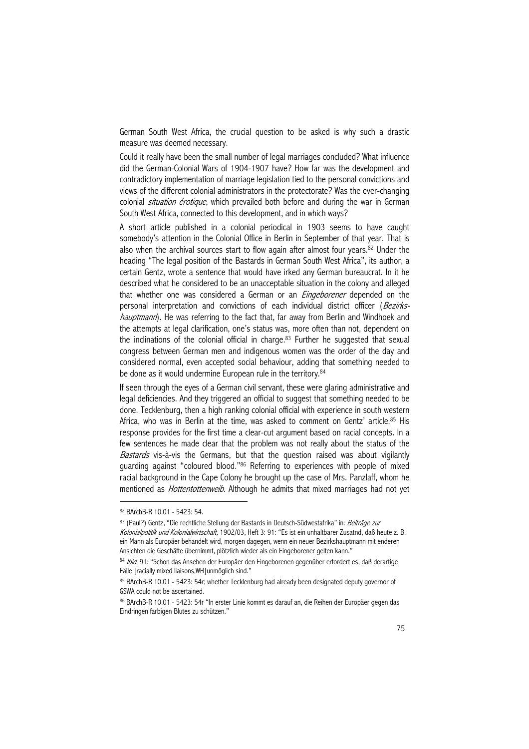German South West Africa, the crucial question to be asked is why such a drastic measure was deemed necessary.

Could it really have been the small number of legal marriages concluded? What influence did the German-Colonial Wars of 1904-1907 have? How far was the development and contradictory implementation of marriage legislation tied to the personal convictions and views of the different colonial administrators in the protectorate? Was the ever-changing colonial *situation érotique*, which prevailed both before and during the war in German South West Africa, connected to this development, and in which ways?

A short article published in a colonial periodical in 1903 seems to have caught somebody's attention in the Colonial Office in Berlin in September of that year. That is also when the archival sources start to flow again after almost four years.[82] Under the heading "The legal position of the Bastards in German South West Africa", its author, a certain Gentz, wrote a sentence that would have irked any German bureaucrat. In it he described what he considered to be an unacceptable situation in the colony and alleged that whether one was considered a German or an *Eingeborener* depended on the personal interpretation and convictions of each individual district officer (*Bezirks­hauptmann*). He was referring to the fact that, far away from Berlin and Windhoek and the attempts at legal clarification, one's status was, more often than not, dependent on the inclinations of the colonial official in charge.[83] Further he suggested that sexual congress between German men and indigenous women was the order of the day and considered normal, even accepted social behaviour, adding that something needed to be done as it would undermine European rule in the territory.[84]

If seen through the eyes of a German civil servant, these were glaring administrative and legal deficiencies. And they triggered an official to suggest that something needed to be done. Tecklenburg, then a high ranking colonial official with experience in south western Africa, who was in Berlin at the time, was asked to comment on Gentz' article.[85] His response provides for the first time a clear-cut argument based on racial concepts. In a few sentences he made clear that the problem was not really about the status of the *Bastards* vis-à-vis the Germans, but that the question raised was about vigilantly guarding against "coloured blood."[86] Referring to experiences with people of mixed racial background in the Cape Colony he brought up the case of Mrs. Panzlaff, whom he mentioned as *Hottentottenweib*. Although he admits that mixed marriages had not yet

---

[82] BArchB-R 10.01 - 5423: 54.

[83] (Paul?) Gentz, "Die rechtliche Stellung der Bastards in Deutsch-Südwestafrika" in: *Beiträge zur Kolonialpolitik und Kolonialwirtschaft,* 1902/03, Heft 3: 91: "Es ist ein unhaltbarer Zusatnd, daß heute z. B. ein Mann als Europäer behandelt wird, morgen dagegen, wenn ein neuer Bezirkshauptmann mit enderen Ansichten die Geschäfte übernimmt, plötzlich wieder als ein Eingeborener gelten kann."

[84] *Ibid.* 91: "Schon das Ansehen der Europäer den Eingeborenen gegenüber erfordert es, daß derartige Fälle [racially mixed liaisons,WH]unmöglich sind."

[85] BArchB-R 10.01 - 5423: 54r; whether Tecklenburg had already been designated deputy governor of GSWA could not be ascertained.

[86] BArchB-R 10.01 - 5423: 54r "In erster Linie kommt es darauf an, die Reihen der Europäer gegen das Eindringen farbigen Blutes zu schützen."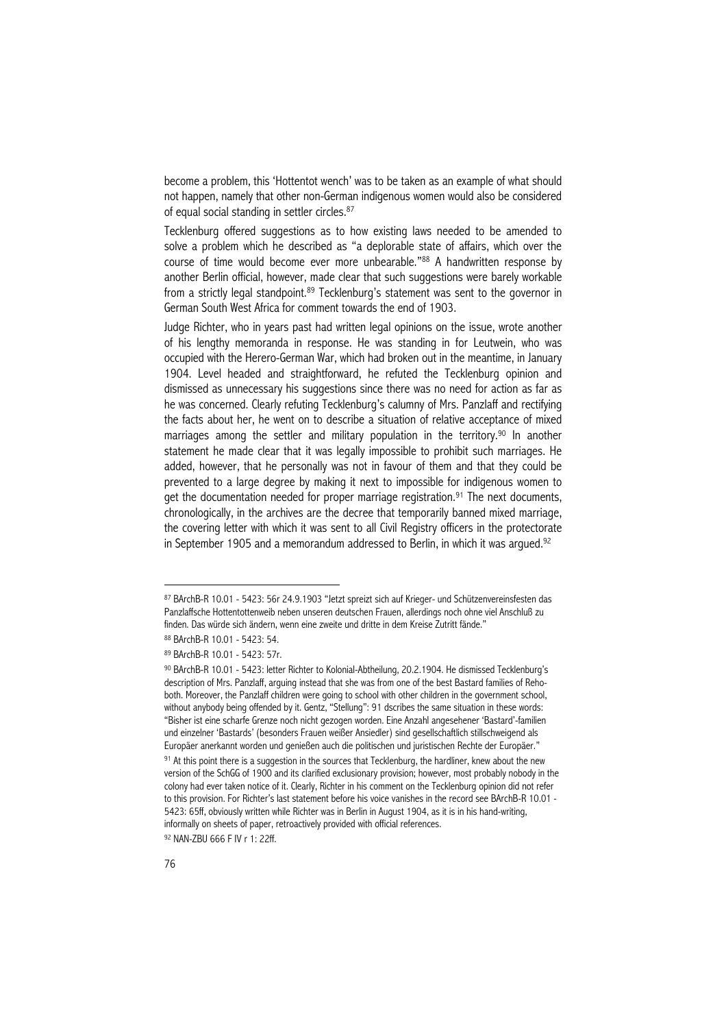become a problem, this 'Hottentot wench' was to be taken as an example of what should not happen, namely that other non-German indigenous women would also be considered of equal social standing in settler circles.[87]

Tecklenburg offered suggestions as to how existing laws needed to be amended to solve a problem which he described as "a deplorable state of affairs, which over the course of time would become ever more unbearable."[88] A handwritten response by another Berlin official, however, made clear that such suggestions were barely workable from a strictly legal standpoint.[89] Tecklenburg's statement was sent to the governor in German South West Africa for comment towards the end of 1903.

Judge Richter, who in years past had written legal opinions on the issue, wrote another of his lengthy memoranda in response. He was standing in for Leutwein, who was occupied with the Herero-German War, which had broken out in the meantime, in January 1904. Level headed and straightforward, he refuted the Tecklenburg opinion and dismissed as unnecessary his suggestions since there was no need for action as far as he was concerned. Clearly refuting Tecklenburg's calumny of Mrs. Panzlaff and rectifying the facts about her, he went on to describe a situation of relative acceptance of mixed marriages among the settler and military population in the territory.[90] In another statement he made clear that it was legally impossible to prohibit such marriages. He added, however, that he personally was not in favour of them and that they could be prevented to a large degree by making it next to impossible for indigenous women to get the documentation needed for proper marriage registration.[91] The next documents, chronologically, in the archives are the decree that temporarily banned mixed marriage, the covering letter with which it was sent to all Civil Registry officers in the protectorate in September 1905 and a memorandum addressed to Berlin, in which it was argued.[92]

---

[87] BArchB-R 10.01 - 5423: 56r 24.9.1903 "Jetzt spreizt sich auf Krieger- und Schützenvereinsfesten das Panzlaffsche Hottentottenweib neben unseren deutschen Frauen, allerdings noch ohne viel Anschluß zu finden. Das würde sich ändern, wenn eine zweite und dritte in dem Kreise Zutritt fände."

[88] BArchB-R 10.01 - 5423: 54.

[89] BArchB-R 10.01 - 5423: 57r.

[90] BArchB-R 10.01 - 5423: letter Richter to Kolonial-Abtheilung, 20.2.1904. He dismissed Tecklenburg's description of Mrs. Panzlaff, arguing instead that she was from one of the best Bastard families of Rehoboth. Moreover, the Panzlaff children were going to school with other children in the government school, without anybody being offended by it. Gentz, "Stellung": 91 dscribes the same situation in these words: "Bisher ist eine scharfe Grenze noch nicht gezogen worden. Eine Anzahl angesehener 'Bastard'-familien und einzelner 'Bastards' (besonders Frauen weißer Ansiedler) sind gesellschaftlich stillschweigend als Europäer anerkannt worden und genießen auch die politischen und juristischen Rechte der Europäer."

[91] At this point there is a suggestion in the sources that Tecklenburg, the hardliner, knew about the new version of the SchGG of 1900 and its clarified exclusionary provision; however, most probably nobody in the colony had ever taken notice of it. Clearly, Richter in his comment on the Tecklenburg opinion did not refer to this provision. For Richter's last statement before his voice vanishes in the record see BArchB-R 10.01 - 5423: 65ff, obviously written while Richter was in Berlin in August 1904, as it is in his hand-writing, informally on sheets of paper, retroactively provided with official references.

[92] NAN-ZBU 666 F IV r 1: 22ff.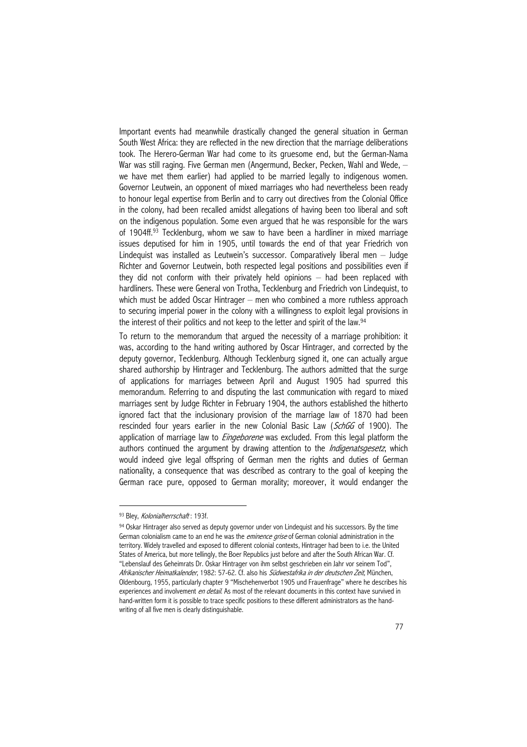Important events had meanwhile drastically changed the general situation in German South West Africa: they are reflected in the new direction that the marriage deliberations took. The Herero-German War had come to its gruesome end, but the German-Nama War was still raging. Five German men (Angermund, Becker, Pecken, Wahl and Wede, – we have met them earlier) had applied to be married legally to indigenous women. Governor Leutwein, an opponent of mixed marriages who had nevertheless been ready to honour legal expertise from Berlin and to carry out directives from the Colonial Office in the colony, had been recalled amidst allegations of having been too liberal and soft on the indigenous population. Some even argued that he was responsible for the wars of 1904ff.[93] Tecklenburg, whom we saw to have been a hardliner in mixed marriage issues deputised for him in 1905, until towards the end of that year Friedrich von Lindequist was installed as Leutwein's successor. Comparatively liberal men – Judge Richter and Governor Leutwein, both respected legal positions and possibilities even if they did not conform with their privately held opinions – had been replaced with hardliners. These were General von Trotha, Tecklenburg and Friedrich von Lindequist, to which must be added Oscar Hintrager – men who combined a more ruthless approach to securing imperial power in the colony with a willingness to exploit legal provisions in the interest of their politics and not keep to the letter and spirit of the law.[94]

To return to the memorandum that argued the necessity of a marriage prohibition: it was, according to the hand writing authored by Oscar Hintrager, and corrected by the deputy governor, Tecklenburg. Although Tecklenburg signed it, one can actually argue shared authorship by Hintrager and Tecklenburg. The authors admitted that the surge of applications for marriages between April and August 1905 had spurred this memorandum. Referring to and disputing the last communication with regard to mixed marriages sent by Judge Richter in February 1904, the authors established the hitherto ignored fact that the inclusionary provision of the marriage law of 1870 had been rescinded four years earlier in the new Colonial Basic Law (*SchGG* of 1900). The application of marriage law to *Eingeborene* was excluded. From this legal platform the authors continued the argument by drawing attention to the *Indigenatsgesetz*, which would indeed give legal offspring of German men the rights and duties of German nationality, a consequence that was described as contrary to the goal of keeping the German race pure, opposed to German morality; moreover, it would endanger the

---

[93] Bley, *Kolonialherrschaft* : 193f.

[94] Oskar Hintrager also served as deputy governor under von Lindequist and his successors. By the time German colonialism came to an end he was the *eminence grise* of German colonial administration in the territory. Widely travelled and exposed to different colonial contexts, Hintrager had been to i.e. the United States of America, but more tellingly, the Boer Republics just before and after the South African War. Cf. "Lebenslauf des Geheimrats Dr. Oskar Hintrager von ihm selbst geschrieben ein Jahr vor seinem Tod", *Afrikanischer Heimatkalender*, 1982: 57-62. Cf. also his *Südwestafrika in der deutschen Zeit*, München, Oldenbourg, 1955, particularly chapter 9 "Mischehenverbot 1905 und Frauenfrage" where he describes his experiences and involvement *en detail*. As most of the relevant documents in this context have survived in hand-written form it is possible to trace specific positions to these different administrators as the hand-writing of all five men is clearly distinguishable.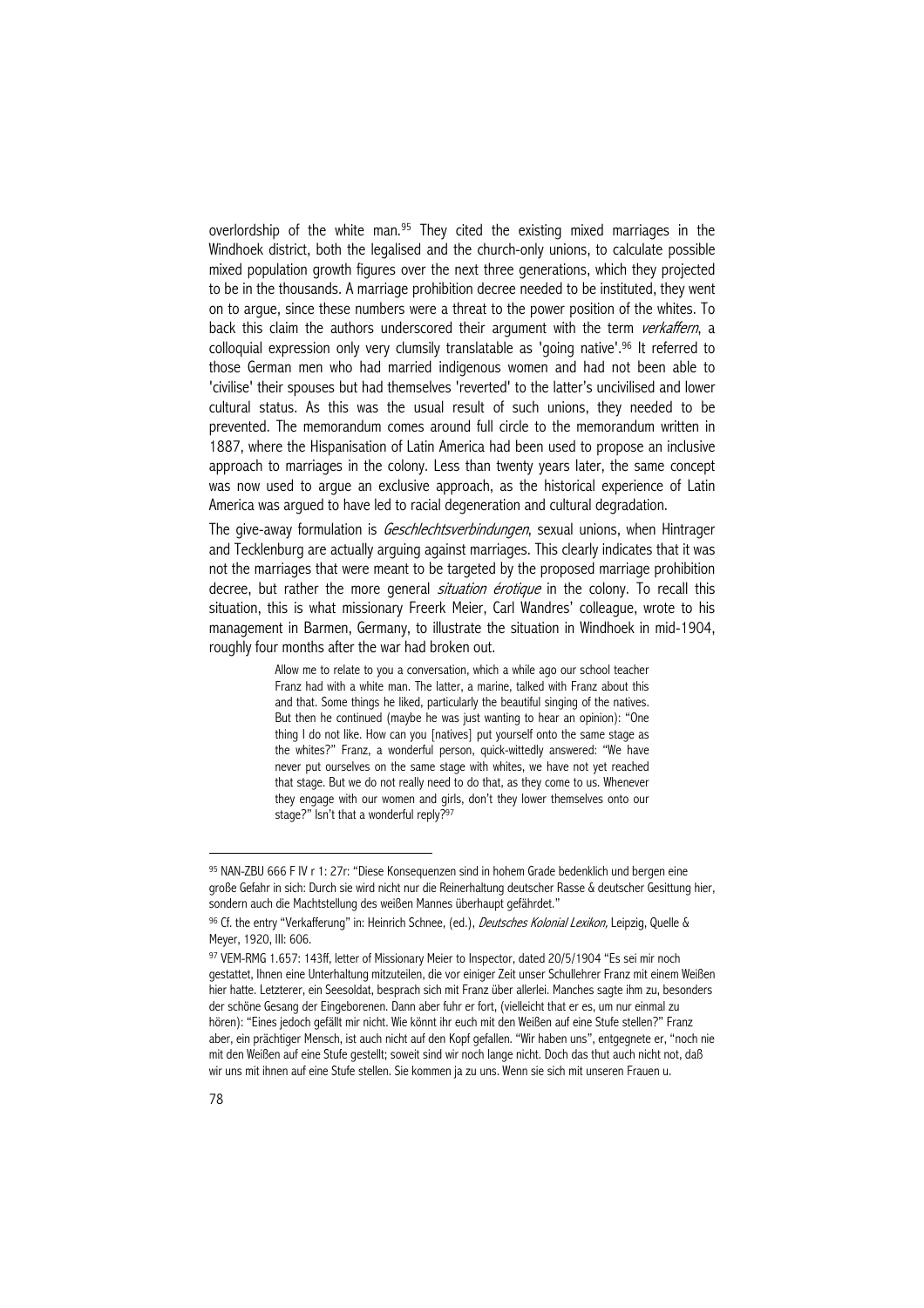overlordship of the white man.[95] They cited the existing mixed marriages in the Windhoek district, both the legalised and the church-only unions, to calculate possible mixed population growth figures over the next three generations, which they projected to be in the thousands. A marriage prohibition decree needed to be instituted, they went on to argue, since these numbers were a threat to the power position of the whites. To back this claim the authors underscored their argument with the term *verkaffern*, a colloquial expression only very clumsily translatable as 'going native'.[96] It referred to those German men who had married indigenous women and had not been able to 'civilise' their spouses but had themselves 'reverted' to the latter's uncivilised and lower cultural status. As this was the usual result of such unions, they needed to be prevented. The memorandum comes around full circle to the memorandum written in 1887, where the Hispanisation of Latin America had been used to propose an inclusive approach to marriages in the colony. Less than twenty years later, the same concept was now used to argue an exclusive approach, as the historical experience of Latin America was argued to have led to racial degeneration and cultural degradation.

The give-away formulation is *Geschlechtsverbindungen*, sexual unions, when Hintrager and Tecklenburg are actually arguing against marriages. This clearly indicates that it was not the marriages that were meant to be targeted by the proposed marriage prohibition decree, but rather the more general *situation érotique* in the colony. To recall this situation, this is what missionary Freerk Meier, Carl Wandres' colleague, wrote to his management in Barmen, Germany, to illustrate the situation in Windhoek in mid-1904, roughly four months after the war had broken out.

> Allow me to relate to you a conversation, which a while ago our school teacher Franz had with a white man. The latter, a marine, talked with Franz about this and that. Some things he liked, particularly the beautiful singing of the natives. But then he continued (maybe he was just wanting to hear an opinion): "One thing I do not like. How can you [natives] put yourself onto the same stage as the whites?" Franz, a wonderful person, quick-wittedly answered: "We have never put ourselves on the same stage with whites, we have not yet reached that stage. But we do not really need to do that, as they come to us. Whenever they engage with our women and girls, don't they lower themselves onto our stage?" Isn't that a wonderful reply?[97]

---

[95] NAN-ZBU 666 F IV r 1: 27r: "Diese Konsequenzen sind in hohem Grade bedenklich und bergen eine große Gefahr in sich: Durch sie wird nicht nur die Reinerhaltung deutscher Rasse & deutscher Gesittung hier, sondern auch die Machtstellung des weißen Mannes überhaupt gefährdet."

[96] Cf. the entry "Verkafferung" in: Heinrich Schnee, (ed.), *Deutsches Kolonial Lexikon,* Leipzig, Quelle & Meyer, 1920, III: 606.

[97] VEM-RMG 1.657: 143ff, letter of Missionary Meier to Inspector, dated 20/5/1904 "Es sei mir noch gestattet, Ihnen eine Unterhaltung mitzuteilen, die vor einiger Zeit unser Schullehrer Franz mit einem Weißen hier hatte. Letzterer, ein Seesoldat, besprach sich mit Franz über allerlei. Manches sagte ihm zu, besonders der schöne Gesang der Eingeborenen. Dann aber fuhr er fort, (vielleicht that er es, um nur einmal zu hören): "Eines jedoch gefällt mir nicht. Wie könnt ihr euch mit den Weißen auf eine Stufe stellen?" Franz aber, ein prächtiger Mensch, ist auch nicht auf den Kopf gefallen. "Wir haben uns", entgegnete er, "noch nie mit den Weißen auf eine Stufe gestellt; soweit sind wir noch lange nicht. Doch das thut auch nicht not, daß wir uns mit ihnen auf eine Stufe stellen. Sie kommen ja zu uns. Wenn sie sich mit unseren Frauen u.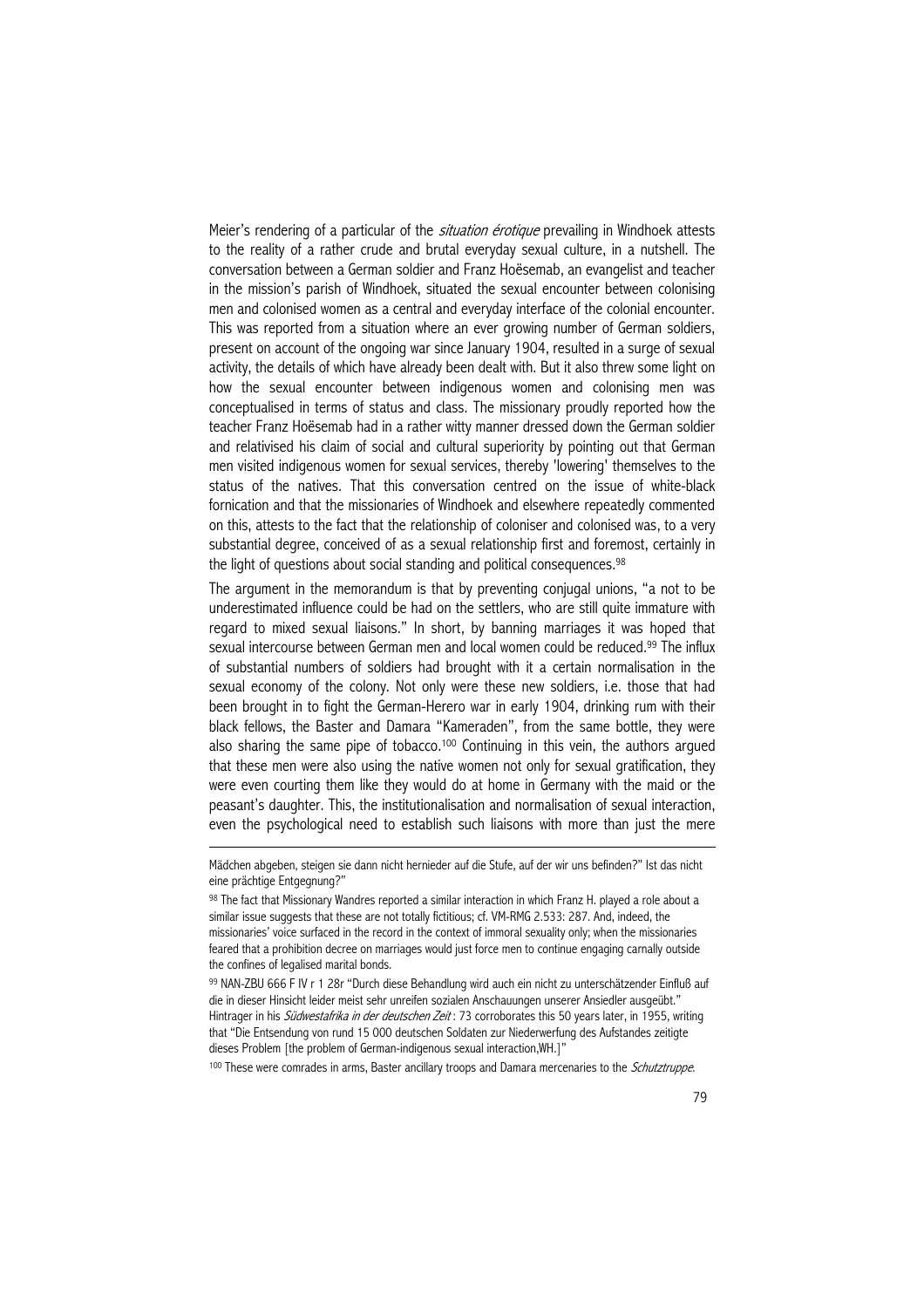Meier's rendering of a particular of the *situation érotique* prevailing in Windhoek attests to the reality of a rather crude and brutal everyday sexual culture, in a nutshell. The conversation between a German soldier and Franz Hoësemab, an evangelist and teacher in the mission's parish of Windhoek, situated the sexual encounter between colonising men and colonised women as a central and everyday interface of the colonial encounter. This was reported from a situation where an ever growing number of German soldiers, present on account of the ongoing war since January 1904, resulted in a surge of sexual activity, the details of which have already been dealt with. But it also threw some light on how the sexual encounter between indigenous women and colonising men was conceptualised in terms of status and class. The missionary proudly reported how the teacher Franz Hoësemab had in a rather witty manner dressed down the German soldier and relativised his claim of social and cultural superiority by pointing out that German men visited indigenous women for sexual services, thereby 'lowering' themselves to the status of the natives. That this conversation centred on the issue of white-black fornication and that the missionaries of Windhoek and elsewhere repeatedly commented on this, attests to the fact that the relationship of coloniser and colonised was, to a very substantial degree, conceived of as a sexual relationship first and foremost, certainly in the light of questions about social standing and political consequences.[98]

The argument in the memorandum is that by preventing conjugal unions, "a not to be underestimated influence could be had on the settlers, who are still quite immature with regard to mixed sexual liaisons." In short, by banning marriages it was hoped that sexual intercourse between German men and local women could be reduced.[99] The influx of substantial numbers of soldiers had brought with it a certain normalisation in the sexual economy of the colony. Not only were these new soldiers, i.e. those that had been brought in to fight the German-Herero war in early 1904, drinking rum with their black fellows, the Baster and Damara "Kameraden", from the same bottle, they were also sharing the same pipe of tobacco.[100] Continuing in this vein, the authors argued that these men were also using the native women not only for sexual gratification, they were even courting them like they would do at home in Germany with the maid or the peasant's daughter. This, the institutionalisation and normalisation of sexual interaction, even the psychological need to establish such liaisons with more than just the mere

---

Mädchen abgeben, steigen sie dann nicht hernieder auf die Stufe, auf der wir uns befinden?" Ist das nicht eine prächtige Entgegnung?"

[98] The fact that Missionary Wandres reported a similar interaction in which Franz H. played a role about a similar issue suggests that these are not totally fictitious; cf. VM-RMG 2.533: 287. And, indeed, the missionaries' voice surfaced in the record in the context of immoral sexuality only; when the missionaries feared that a prohibition decree on marriages would just force men to continue engaging carnally outside the confines of legalised marital bonds.

[99] NAN-ZBU 666 F IV r 1 28r "Durch diese Behandlung wird auch ein nicht zu unterschätzender Einfluß auf die in dieser Hinsicht leider meist sehr unreifen sozialen Anschauungen unserer Ansiedler ausgeübt." Hintrager in his *Südwestafrika in der deutschen Zeit* : 73 corroborates this 50 years later, in 1955, writing that "Die Entsendung von rund 15 000 deutschen Soldaten zur Niederwerfung des Aufstandes zeitigte dieses Problem [the problem of German-indigenous sexual interaction,WH.]"

[100] These were comrades in arms, Baster ancillary troops and Damara mercenaries to the *Schutztruppe*.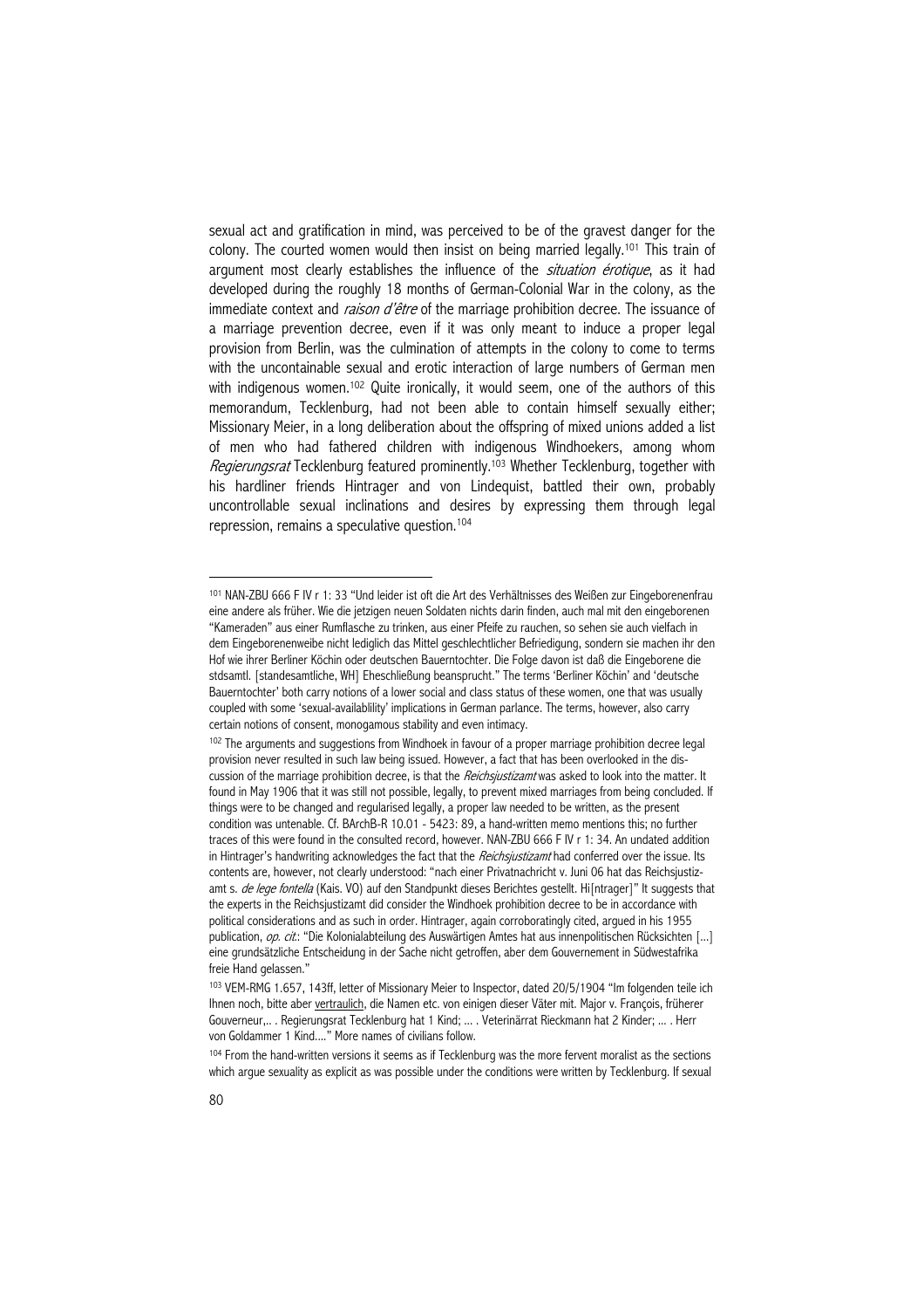sexual act and gratification in mind, was perceived to be of the gravest danger for the colony. The courted women would then insist on being married legally.[101] This train of argument most clearly establishes the influence of the *situation érotique*, as it had developed during the roughly 18 months of German-Colonial War in the colony, as the immediate context and *raison d'être* of the marriage prohibition decree. The issuance of a marriage prevention decree, even if it was only meant to induce a proper legal provision from Berlin, was the culmination of attempts in the colony to come to terms with the uncontainable sexual and erotic interaction of large numbers of German men with indigenous women.[102] Quite ironically, it would seem, one of the authors of this memorandum, Tecklenburg, had not been able to contain himself sexually either; Missionary Meier, in a long deliberation about the offspring of mixed unions added a list of men who had fathered children with indigenous Windhoekers, among whom *Regierungsrat* Tecklenburg featured prominently.[103] Whether Tecklenburg, together with his hardliner friends Hintrager and von Lindequist, battled their own, probably uncontrollable sexual inclinations and desires by expressing them through legal repression, remains a speculative question.[104]

---

[101] NAN-ZBU 666 F IV r 1: 33 "Und leider ist oft die Art des Verhältnisses des Weißen zur Eingeborenenfrau eine andere als früher. Wie die jetzigen neuen Soldaten nicht darin finden, auch mal mit den eingeborenen "Kameraden" aus einer Rumflasche zu trinken, aus einer Pfeife zu rauchen, so sehen sie auch vielfach in dem Eingeborenenweibe nicht lediglich das Mittel geschlechtlicher Befriedigung, sondern sie machen ihr den Hof wie ihrer Berliner Köchin oder deutschen Bauerntochter. Die Folge davon ist daß die Eingeborene die stdsamtl. [standesamtliche, WH] Eheschließung beansprucht." The terms 'Berliner Köchin' and 'deutsche Bauerntochter' both carry notions of a lower social and class status of these women, one that was usually coupled with some 'sexual-availablility' implications in German parlance. The terms, however, also carry certain notions of consent, monogamous stability and even intimacy.

[102] The arguments and suggestions from Windhoek in favour of a proper marriage prohibition decree legal provision never resulted in such law being issued. However, a fact that has been overlooked in the discussion of the marriage prohibition decree, is that the *Reichsjustizamt* was asked to look into the matter. It found in May 1906 that it was still not possible, legally, to prevent mixed marriages from being concluded. If things were to be changed and regularised legally, a proper law needed to be written, as the present condition was untenable. Cf. BArchB-R 10.01 - 5423: 89, a hand-written memo mentions this; no further traces of this were found in the consulted record, however. NAN-ZBU 666 F IV r 1: 34. An undated addition in Hintrager's handwriting acknowledges the fact that the *Reichsjustizamt* had conferred over the issue. Its contents are, however, not clearly understood: "nach einer Privatnachricht v. Juni 06 hat das Reichsjustizamt s. *de lege fontella* (Kais. VO) auf den Standpunkt dieses Berichtes gestellt. Hi[ntrager]" It suggests that the experts in the Reichsjustizamt did consider the Windhoek prohibition decree to be in accordance with political considerations and as such in order. Hintrager, again corroboratingly cited, argued in his 1955 publication, *op. cit.*: "Die Kolonialabteilung des Auswärtigen Amtes hat aus innenpolitischen Rücksichten [...] eine grundsätzliche Entscheidung in der Sache nicht getroffen, aber dem Gouvernement in Südwestafrika freie Hand gelassen."

[103] VEM-RMG 1.657, 143ff, letter of Missionary Meier to Inspector, dated 20/5/1904 "Im folgenden teile ich Ihnen noch, bitte aber vertraulich, die Namen etc. von einigen dieser Väter mit. Major v. François, früherer Gouverneur,.. . Regierungsrat Tecklenburg hat 1 Kind; ... . Veterinärrat Rieckmann hat 2 Kinder; ... . Herr von Goldammer 1 Kind...." More names of civilians follow.

[104] From the hand-written versions it seems as if Tecklenburg was the more fervent moralist as the sections which argue sexuality as explicit as was possible under the conditions were written by Tecklenburg. If sexual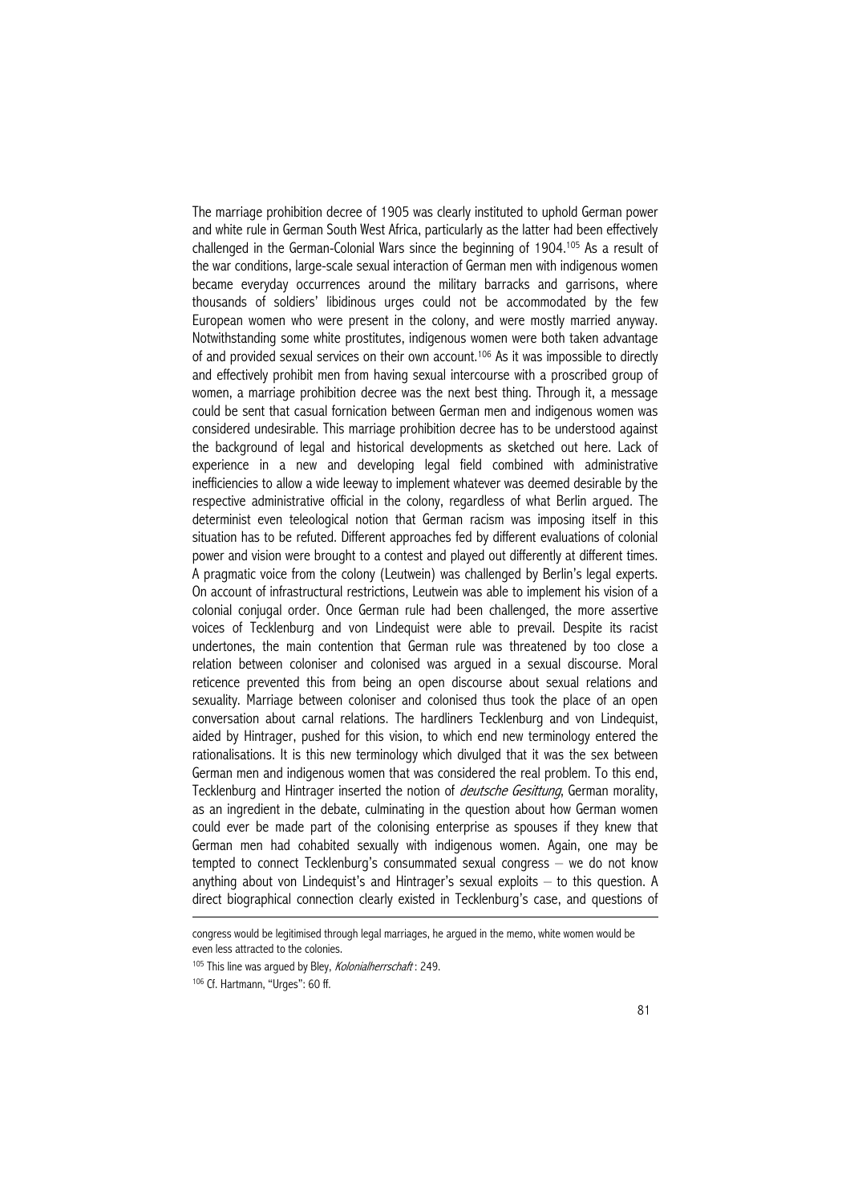The marriage prohibition decree of 1905 was clearly instituted to uphold German power and white rule in German South West Africa, particularly as the latter had been effectively challenged in the German-Colonial Wars since the beginning of 1904.[105] As a result of the war conditions, large-scale sexual interaction of German men with indigenous women became everyday occurrences around the military barracks and garrisons, where thousands of soldiers' libidinous urges could not be accommodated by the few European women who were present in the colony, and were mostly married anyway. Notwithstanding some white prostitutes, indigenous women were both taken advantage of and provided sexual services on their own account.[106] As it was impossible to directly and effectively prohibit men from having sexual intercourse with a proscribed group of women, a marriage prohibition decree was the next best thing. Through it, a message could be sent that casual fornication between German men and indigenous women was considered undesirable. This marriage prohibition decree has to be understood against the background of legal and historical developments as sketched out here. Lack of experience in a new and developing legal field combined with administrative inefficiencies to allow a wide leeway to implement whatever was deemed desirable by the respective administrative official in the colony, regardless of what Berlin argued. The determinist even teleological notion that German racism was imposing itself in this situation has to be refuted. Different approaches fed by different evaluations of colonial power and vision were brought to a contest and played out differently at different times. A pragmatic voice from the colony (Leutwein) was challenged by Berlin's legal experts. On account of infrastructural restrictions, Leutwein was able to implement his vision of a colonial conjugal order. Once German rule had been challenged, the more assertive voices of Tecklenburg and von Lindequist were able to prevail. Despite its racist undertones, the main contention that German rule was threatened by too close a relation between coloniser and colonised was argued in a sexual discourse. Moral reticence prevented this from being an open discourse about sexual relations and sexuality. Marriage between coloniser and colonised thus took the place of an open conversation about carnal relations. The hardliners Tecklenburg and von Lindequist, aided by Hintrager, pushed for this vision, to which end new terminology entered the rationalisations. It is this new terminology which divulged that it was the sex between German men and indigenous women that was considered the real problem. To this end, Tecklenburg and Hintrager inserted the notion of *deutsche Gesittung*, German morality, as an ingredient in the debate, culminating in the question about how German women could ever be made part of the colonising enterprise as spouses if they knew that German men had cohabited sexually with indigenous women. Again, one may be tempted to connect Tecklenburg's consummated sexual congress – we do not know anything about von Lindequist's and Hintrager's sexual exploits – to this question. A direct biographical connection clearly existed in Tecklenburg's case, and questions of

---

congress would be legitimised through legal marriages, he argued in the memo, white women would be even less attracted to the colonies.

[105] This line was argued by Bley, *Kolonialherrschaft* : 249.

[106] Cf. Hartmann, "Urges": 60 ff.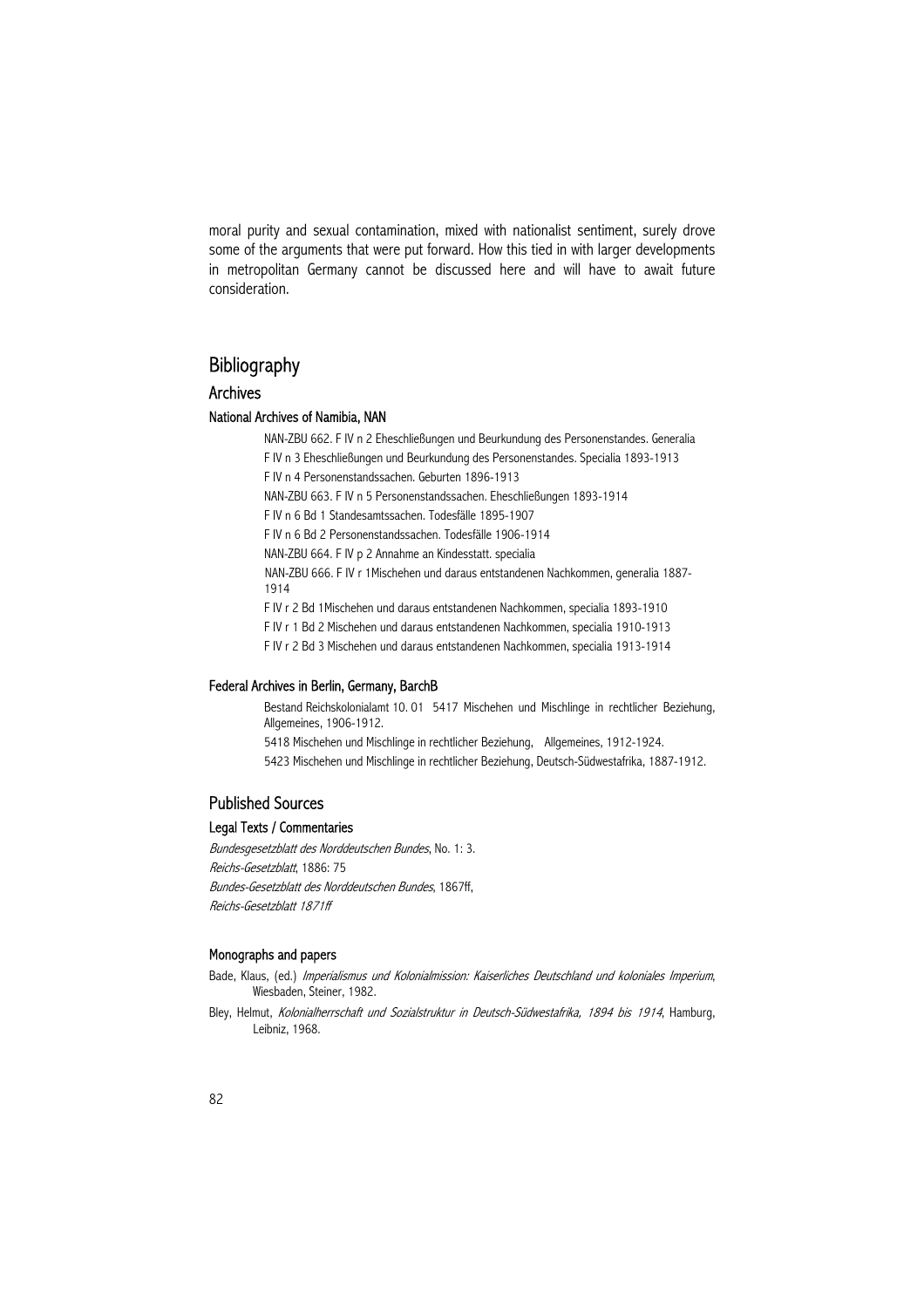moral purity and sexual contamination, mixed with nationalist sentiment, surely drove some of the arguments that were put forward. How this tied in with larger developments in metropolitan Germany cannot be discussed here and will have to await future consideration.

# Bibliography

## Archives

### National Archives of Namibia, NAN

NAN-ZBU 662. F IV n 2 Eheschließungen und Beurkundung des Personenstandes. Generalia

F IV n 3 Eheschließungen und Beurkundung des Personenstandes. Specialia 1893-1913

F IV n 4 Personenstandssachen. Geburten 1896-1913

NAN-ZBU 663. F IV n 5 Personenstandssachen. Eheschließungen 1893-1914

F IV n 6 Bd 1 Standesamtssachen. Todesfälle 1895-1907

F IV n 6 Bd 2 Personenstandssachen. Todesfälle 1906-1914

NAN-ZBU 664. F IV p 2 Annahme an Kindesstatt. specialia

NAN-ZBU 666. F IV r 1Mischehen und daraus entstandenen Nachkommen, generalia 1887-1914

F IV r 2 Bd 1Mischehen und daraus entstandenen Nachkommen, specialia 1893-1910

F IV r 1 Bd 2 Mischehen und daraus entstandenen Nachkommen, specialia 1910-1913

F IV r 2 Bd 3 Mischehen und daraus entstandenen Nachkommen, specialia 1913-1914

### Federal Archives in Berlin, Germany, BarchB

Bestand Reichskolonialamt 10. 01 5417 Mischehen und Mischlinge in rechtlicher Beziehung, Allgemeines, 1906-1912.

5418 Mischehen und Mischlinge in rechtlicher Beziehung, Allgemeines, 1912-1924.

5423 Mischehen und Mischlinge in rechtlicher Beziehung, Deutsch-Südwestafrika, 1887-1912.

## Published Sources

### Legal Texts / Commentaries

*Bundesgesetzblatt des Norddeutschen Bundes*, No. 1: 3.

*Reichs-Gesetzblatt*, 1886: 75

*Bundes-Gesetzblatt des Norddeutschen Bundes*, 1867ff,

*Reichs-Gesetzblatt 1871ff*

### Monographs and papers

Bade, Klaus, (ed.) *Imperialismus und Kolonialmission: Kaiserliches Deutschland und koloniales Imperium*, Wiesbaden, Steiner, 1982.

Bley, Helmut, *Kolonialherrschaft und Sozialstruktur in Deutsch-Südwestafrika, 1894 bis 1914*, Hamburg, Leibniz, 1968.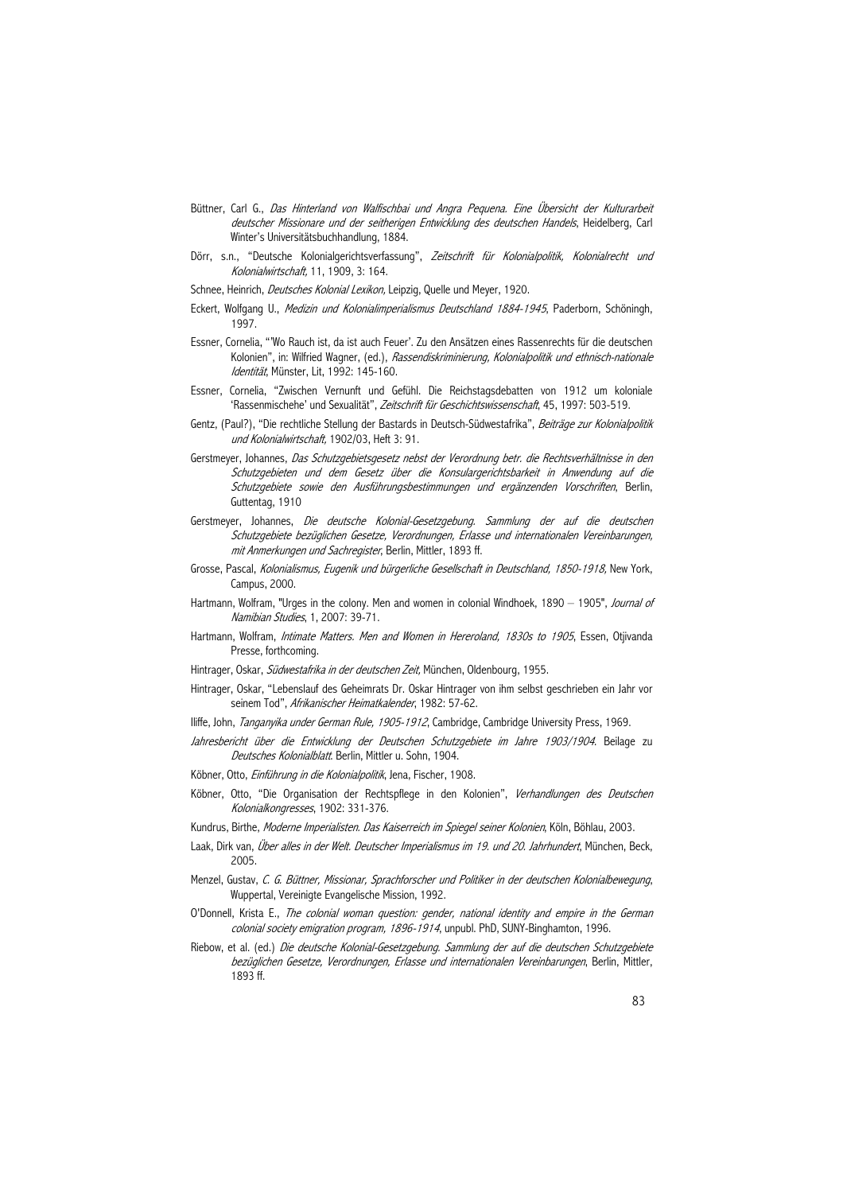Büttner, Carl G., *Das Hinterland von Walfischbai und Angra Pequena. Eine Übersicht der Kulturarbeit deutscher Missionare und der seitherigen Entwicklung des deutschen Handels*, Heidelberg, Carl Winter's Universitätsbuchhandlung, 1884.

Dörr, s.n., "Deutsche Kolonialgerichtsverfassung", *Zeitschrift für Kolonialpolitik, Kolonialrecht und Kolonialwirtschaft*, 11, 1909, 3: 164.

Schnee, Heinrich, *Deutsches Kolonial Lexikon*, Leipzig, Quelle und Meyer, 1920.

Eckert, Wolfgang U., *Medizin und Kolonialimperialismus Deutschland 1884-1945*, Paderborn, Schöningh, 1997.

Essner, Cornelia, "'Wo Rauch ist, da ist auch Feuer'. Zu den Ansätzen eines Rassenrechts für die deutschen Kolonien", in: Wilfried Wagner, (ed.), *Rassendiskriminierung, Kolonialpolitik und ethnisch-nationale Identität*, Münster, Lit, 1992: 145-160.

Essner, Cornelia, "Zwischen Vernunft und Gefühl. Die Reichstagsdebatten von 1912 um koloniale 'Rassenmischehe' und Sexualität", *Zeitschrift für Geschichtswissenschaft*, 45, 1997: 503-519.

Gentz, (Paul?), "Die rechtliche Stellung der Bastards in Deutsch-Südwestafrika", *Beiträge zur Kolonialpolitik und Kolonialwirtschaft*, 1902/03, Heft 3: 91.

Gerstmeyer, Johannes, *Das Schutzgebietsgesetz nebst der Verordnung betr. die Rechtsverhältnisse in den Schutzgebieten und dem Gesetz über die Konsulargerichtsbarkeit in Anwendung auf die Schutzgebiete sowie den Ausführungsbestimmungen und ergänzenden Vorschriften*, Berlin, Guttentag, 1910

Gerstmeyer, Johannes, *Die deutsche Kolonial-Gesetzgebung. Sammlung der auf die deutschen Schutzgebiete bezüglichen Gesetze, Verordnungen, Erlasse und internationalen Vereinbarungen, mit Anmerkungen und Sachregister*, Berlin, Mittler, 1893 ff.

Grosse, Pascal, *Kolonialismus, Eugenik und bürgerliche Gesellschaft in Deutschland, 1850-1918*, New York, Campus, 2000.

Hartmann, Wolfram, "Urges in the colony. Men and women in colonial Windhoek, 1890 – 1905", *Journal of Namibian Studies*, 1, 2007: 39-71.

Hartmann, Wolfram, *Intimate Matters. Men and Women in Hereroland, 1830s to 1905*, Essen, Otjivanda Presse, forthcoming.

Hintrager, Oskar, *Südwestafrika in der deutschen Zeit*, München, Oldenbourg, 1955.

Hintrager, Oskar, "Lebenslauf des Geheimrats Dr. Oskar Hintrager von ihm selbst geschrieben ein Jahr vor seinem Tod", *Afrikanischer Heimatkalender*, 1982: 57-62.

Iliffe, John, *Tanganyika under German Rule, 1905-1912*, Cambridge, Cambridge University Press, 1969.

*Jahresbericht über die Entwicklung der Deutschen Schutzgebiete im Jahre 1903/1904*. Beilage zu *Deutsches Kolonialblatt*. Berlin, Mittler u. Sohn, 1904.

Köbner, Otto, *Einführung in die Kolonialpolitik*, Jena, Fischer, 1908.

Köbner, Otto, "Die Organisation der Rechtspflege in den Kolonien", *Verhandlungen des Deutschen Kolonialkongresses*, 1902: 331-376.

Kundrus, Birthe, *Moderne Imperialisten. Das Kaiserreich im Spiegel seiner Kolonien*, Köln, Böhlau, 2003.

Laak, Dirk van, *Über alles in der Welt. Deutscher Imperialismus im 19. und 20. Jahrhundert*, München, Beck, 2005.

Menzel, Gustav, *C. G. Büttner, Missionar, Sprachforscher und Politiker in der deutschen Kolonialbewegung*, Wuppertal, Vereinigte Evangelische Mission, 1992.

O'Donnell, Krista E., *The colonial woman question: gender, national identity and empire in the German colonial society emigration program, 1896-1914*, unpubl. PhD, SUNY-Binghamton, 1996.

Riebow, et al. (ed.) *Die deutsche Kolonial-Gesetzgebung. Sammlung der auf die deutschen Schutzgebiete bezüglichen Gesetze, Verordnungen, Erlasse und internationalen Vereinbarungen*, Berlin, Mittler, 1893 ff.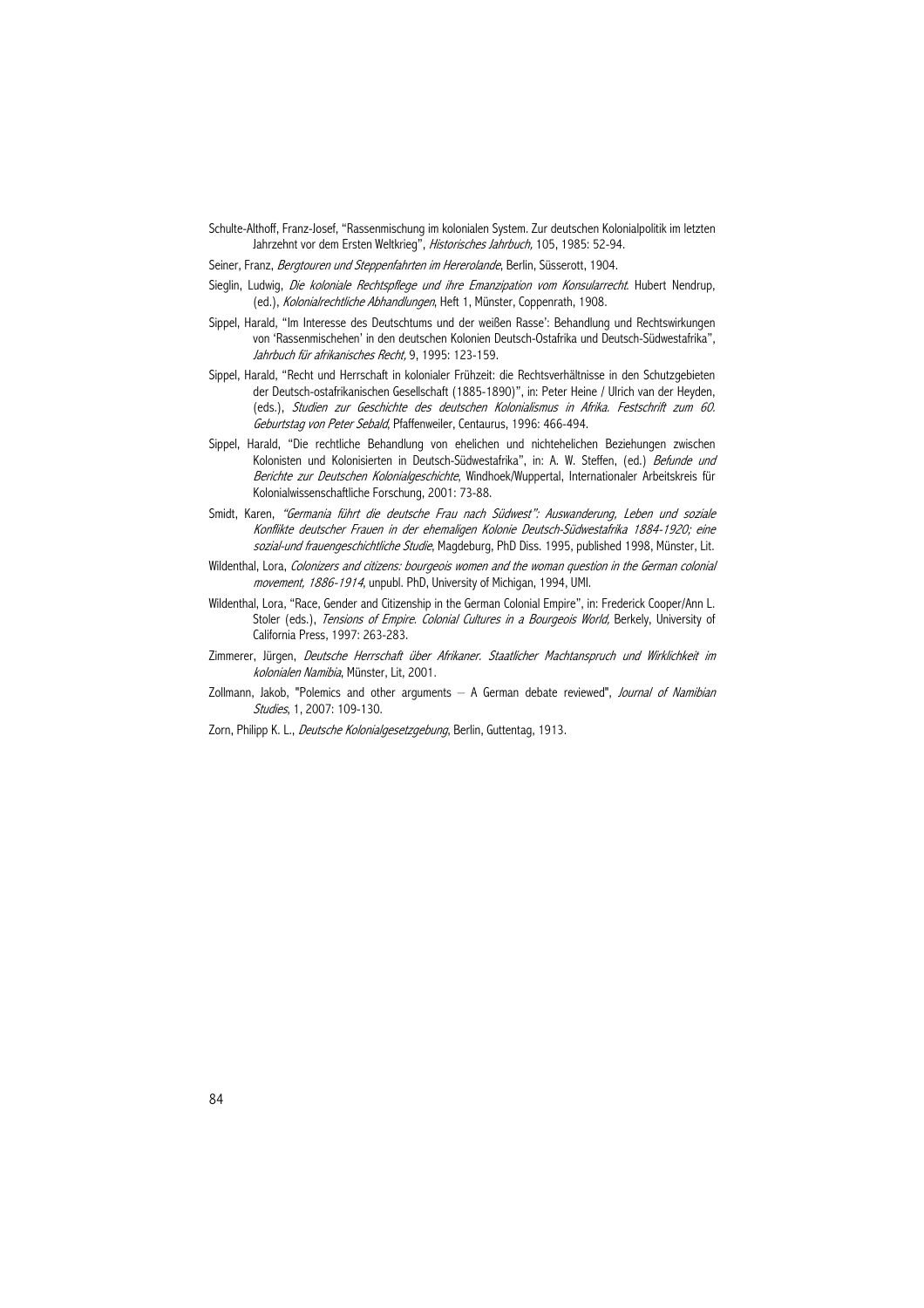Schulte-Althoff, Franz-Josef, "Rassenmischung im kolonialen System. Zur deutschen Kolonialpolitik im letzten Jahrzehnt vor dem Ersten Weltkrieg", *Historisches Jahrbuch*, 105, 1985: 52-94.

Seiner, Franz, *Bergtouren und Steppenfahrten im Hererolande*, Berlin, Süsserott, 1904.

Sieglin, Ludwig, *Die koloniale Rechtspflege und ihre Emanzipation vom Konsularrecht*. Hubert Nendrup, (ed.), *Kolonialrechtliche Abhandlungen*, Heft 1, Münster, Coppenrath, 1908.

Sippel, Harald, "Im Interesse des Deutschtums und der weißen Rasse': Behandlung und Rechtswirkungen von 'Rassenmischehen' in den deutschen Kolonien Deutsch-Ostafrika und Deutsch-Südwestafrika", *Jahrbuch für afrikanisches Recht*, 9, 1995: 123-159.

Sippel, Harald, "Recht und Herrschaft in kolonialer Frühzeit: die Rechtsverhältnisse in den Schutzgebieten der Deutsch-ostafrikanischen Gesellschaft (1885-1890)", in: Peter Heine / Ulrich van der Heyden, (eds.), *Studien zur Geschichte des deutschen Kolonialismus in Afrika. Festschrift zum 60. Geburtstag von Peter Sebald*, Pfaffenweiler, Centaurus, 1996: 466-494.

Sippel, Harald, "Die rechtliche Behandlung von ehelichen und nichtehelichen Beziehungen zwischen Kolonisten und Kolonisierten in Deutsch-Südwestafrika", in: A. W. Steffen, (ed.) *Befunde und Berichte zur Deutschen Kolonialgeschichte*, Windhoek/Wuppertal, Internationaler Arbeitskreis für Kolonialwissenschaftliche Forschung, 2001: 73-88.

Smidt, Karen, *"Germania führt die deutsche Frau nach Südwest": Auswanderung, Leben und soziale Konflikte deutscher Frauen in der ehemaligen Kolonie Deutsch-Südwestafrika 1884-1920; eine sozial-und frauengeschichtliche Studie*, Magdeburg, PhD Diss. 1995, published 1998, Münster, Lit.

Wildenthal, Lora, *Colonizers and citizens: bourgeois women and the woman question in the German colonial movement, 1886-1914*, unpubl. PhD, University of Michigan, 1994, UMI.

Wildenthal, Lora, "Race, Gender and Citizenship in the German Colonial Empire", in: Frederick Cooper/Ann L. Stoler (eds.), *Tensions of Empire. Colonial Cultures in a Bourgeois World*, Berkely, University of California Press, 1997: 263-283.

Zimmerer, Jürgen, *Deutsche Herrschaft über Afrikaner. Staatlicher Machtanspruch und Wirklichkeit im kolonialen Namibia*, Münster, Lit, 2001.

Zollmann, Jakob, "Polemics and other arguments – A German debate reviewed", *Journal of Namibian Studies*, 1, 2007: 109-130.

Zorn, Philipp K. L., *Deutsche Kolonialgesetzgebung*, Berlin, Guttentag, 1913.